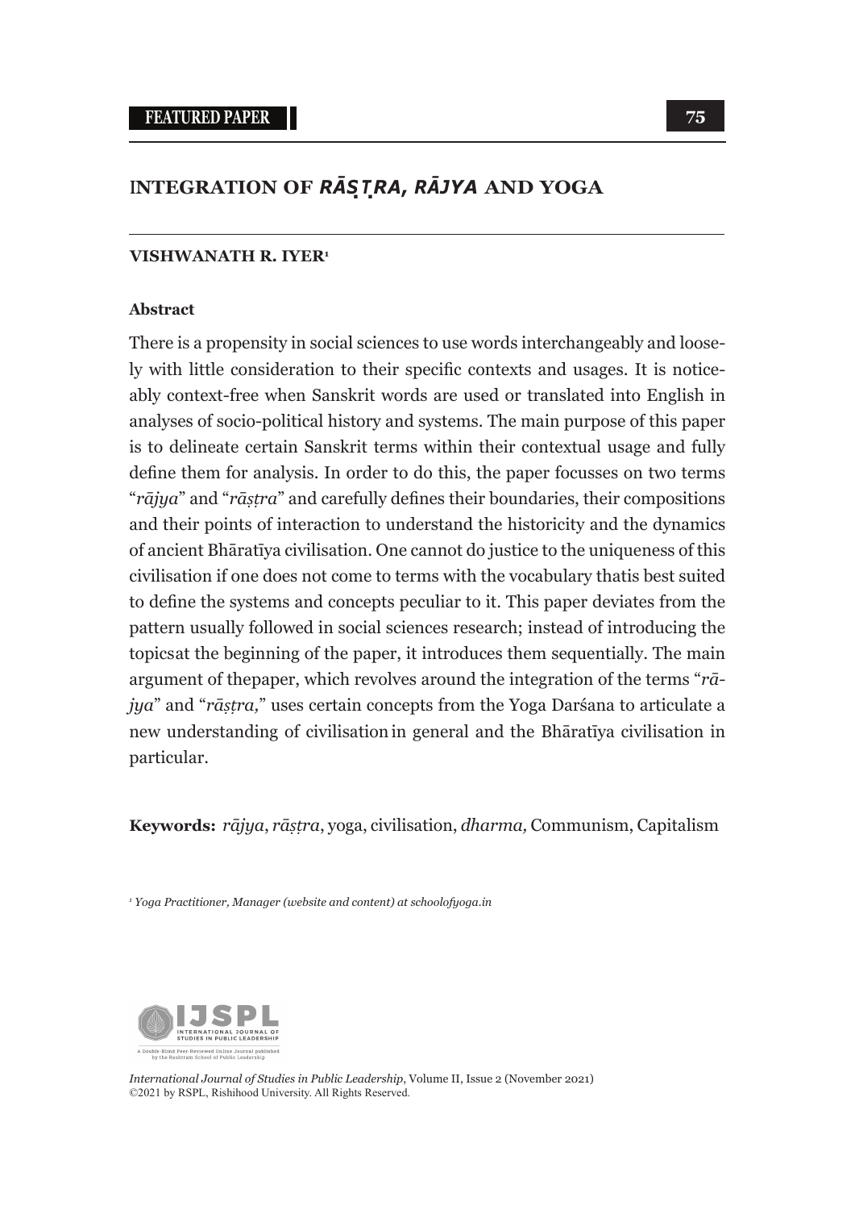# INTEGRATION OF *RĀṢṬRA*, *RĀJYA* AND YOGA

**VISHWANATH R. IYER**[1]

**Abstract**

There is a propensity in social sciences to use words interchangeably and loosely with little consideration to their specific contexts and usages. It is noticeably context-free when Sanskrit words are used or translated into English in analyses of socio-political history and systems. The main purpose of this paper is to delineate certain Sanskrit terms within their contextual usage and fully define them for analysis. In order to do this, the paper focusses on two terms "*rājya*" and "*rāṣṭra*" and carefully defines their boundaries, their compositions and their points of interaction to understand the historicity and the dynamics of ancient Bhāratīya civilisation. One cannot do justice to the uniqueness of this civilisation if one does not come to terms with the vocabulary thatis best suited to define the systems and concepts peculiar to it. This paper deviates from the pattern usually followed in social sciences research; instead of introducing the topicsat the beginning of the paper, it introduces them sequentially. The main argument of thepaper, which revolves around the integration of the terms "*rājya*" and "*rāṣṭra,*" uses certain concepts from the Yoga Darśana to articulate a new understanding of civilisation in general and the Bhāratīya civilisation in particular.

**Keywords:** *rājya*, *rāṣṭra*, yoga, civilisation, *dharma,* Communism, Capitalism

[1] *Yoga Practitioner, Manager (website and content) at schoolofyoga.in*

*International Journal of Studies in Public Leadership*, Volume II, Issue 2 (November 2021)
©2021 by RSPL, Rishihood University. All Rights Reserved.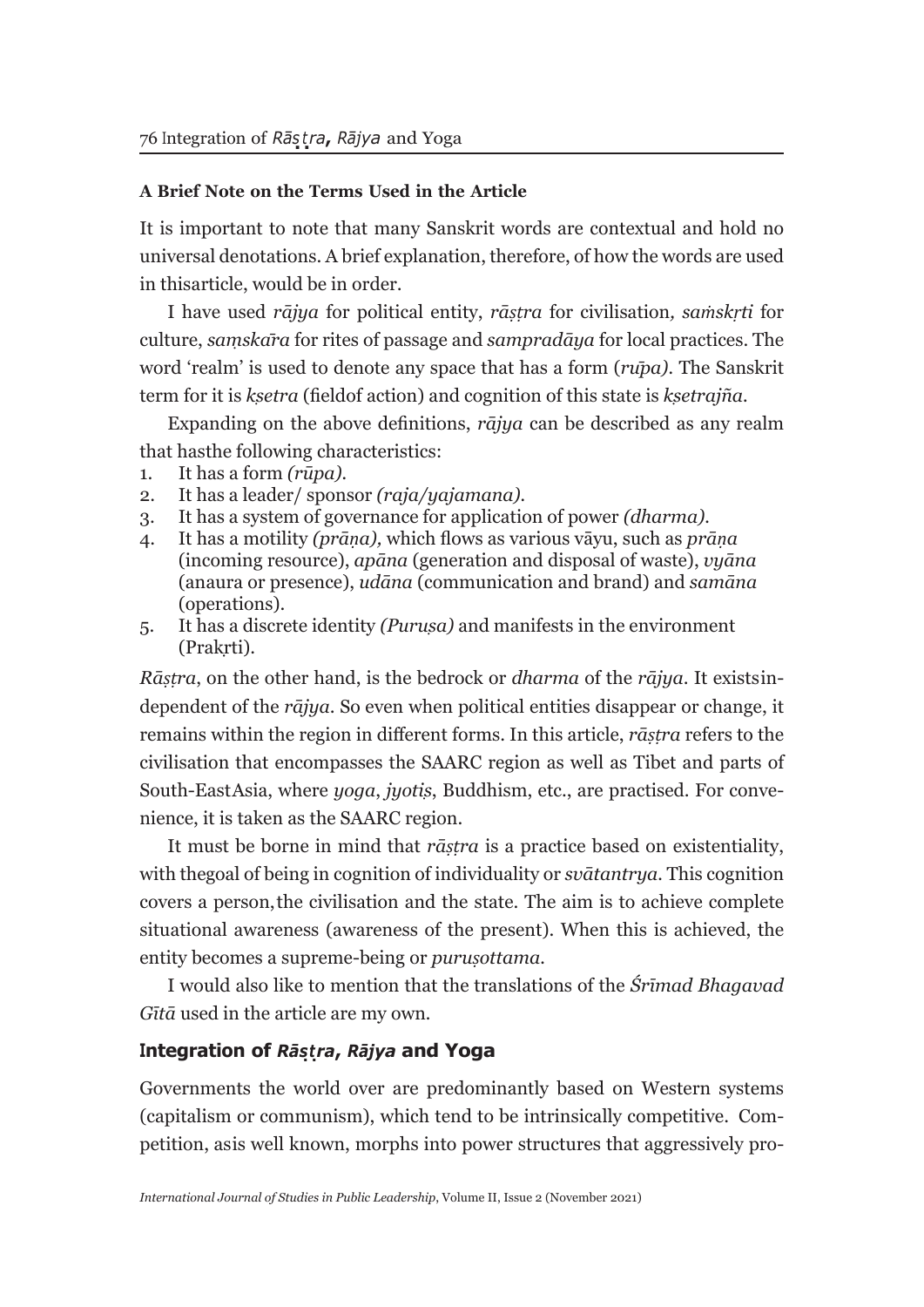#### A Brief Note on the Terms Used in the Article

It is important to note that many Sanskrit words are contextual and hold no universal denotations. A brief explanation, therefore, of how the words are used in thisarticle, would be in order.

I have used *rājya* for political entity, *rāṣṭra* for civilisation, *saṁskṛti* for culture, *saṃskāra* for rites of passage and *sampradāya* for local practices. The word 'realm' is used to denote any space that has a form (*rūpa)*. The Sanskrit term for it is *kṣetra* (fieldof action) and cognition of this state is *kṣetrajña*.

Expanding on the above definitions, *rājya* can be described as any realm that hasthe following characteristics:

1. It has a form *(rūpa)*.
2. It has a leader/ sponsor *(raja/yajamana)*.
3. It has a system of governance for application of power *(dharma)*.
4. It has a motility *(prāṇa),* which flows as various vāyu, such as *prāṇa* (incoming resource), *apāna* (generation and disposal of waste), *vyāna* (anaura or presence), *udāna* (communication and brand) and *samāna* (operations).
5. It has a discrete identity *(Puruṣa)* and manifests in the environment (Prakṛti).

*Rāṣṭra*, on the other hand, is the bedrock or *dharma* of the *rājya*. It existsindependent of the *rājya*. So even when political entities disappear or change, it remains within the region in different forms. In this article, *rāṣṭra* refers to the civilisation that encompasses the SAARC region as well as Tibet and parts of South-EastAsia, where *yoga*, *jyotiṣ*, Buddhism, etc., are practised. For convenience, it is taken as the SAARC region.

It must be borne in mind that *rāṣṭra* is a practice based on existentiality, with thegoal of being in cognition of individuality or *svātantrya*. This cognition covers a person,the civilisation and the state. The aim is to achieve complete situational awareness (awareness of the present). When this is achieved, the entity becomes a supreme-being or *puruṣottama*.

I would also like to mention that the translations of the *Śrīmad Bhagavad Gītā* used in the article are my own.

## Integration of *Rāṣṭra*, *Rājya* and Yoga

Governments the world over are predominantly based on Western systems (capitalism or communism), which tend to be intrinsically competitive. Competition, asis well known, morphs into power structures that aggressively pro-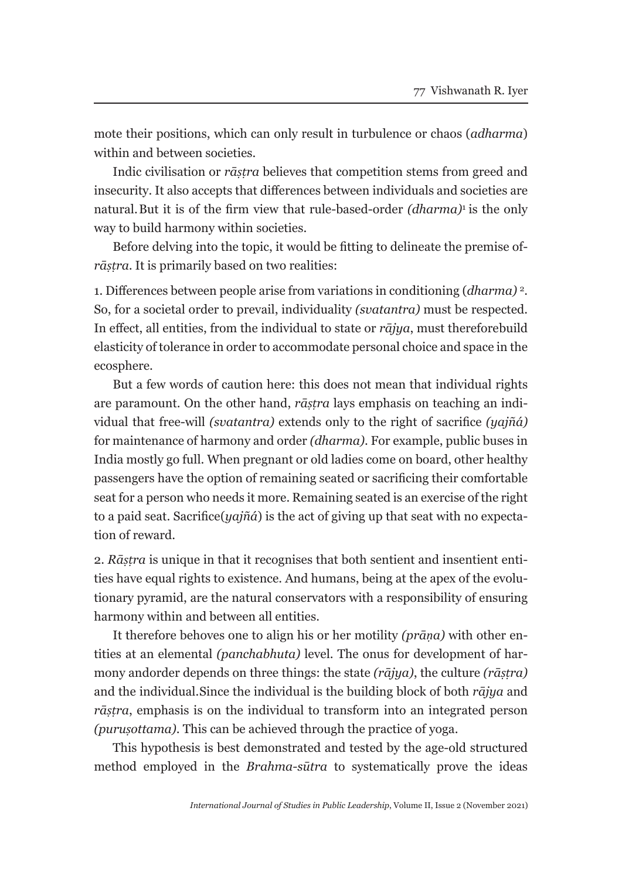mote their positions, which can only result in turbulence or chaos (*adharma*) within and between societies.

Indic civilisation or *rāṣṭra* believes that competition stems from greed and insecurity. It also accepts that differences between individuals and societies are natural. But it is of the firm view that rule-based-order *(dharma)*[1] is the only way to build harmony within societies.

Before delving into the topic, it would be fitting to delineate the premise of-*rāṣṭra*. It is primarily based on two realities:

1. Differences between people arise from variations in conditioning (*dharma)* [2]. So, for a societal order to prevail, individuality *(svatantra)* must be respected. In effect, all entities, from the individual to state or *rājya*, must thereforebuild elasticity of tolerance in order to accommodate personal choice and space in the ecosphere.

But a few words of caution here: this does not mean that individual rights are paramount. On the other hand, *rāṣṭra* lays emphasis on teaching an individual that free-will *(svatantra)* extends only to the right of sacrifice *(yajñá)* for maintenance of harmony and order *(dharma)*. For example, public buses in India mostly go full. When pregnant or old ladies come on board, other healthy passengers have the option of remaining seated or sacrificing their comfortable seat for a person who needs it more. Remaining seated is an exercise of the right to a paid seat. Sacrifice(*yajñá*) is the act of giving up that seat with no expectation of reward.

2. *Rāṣṭra* is unique in that it recognises that both sentient and insentient entities have equal rights to existence. And humans, being at the apex of the evolutionary pyramid, are the natural conservators with a responsibility of ensuring harmony within and between all entities.

It therefore behoves one to align his or her motility *(prāṇa)* with other entities at an elemental *(panchabhuta)* level. The onus for development of harmony andorder depends on three things: the state *(rājya)*, the culture *(rāṣṭra)* and the individual.Since the individual is the building block of both *rājya* and *rāṣṭra*, emphasis is on the individual to transform into an integrated person *(puruṣottama)*. This can be achieved through the practice of yoga.

This hypothesis is best demonstrated and tested by the age-old structured method employed in the *Brahma-sūtra* to systematically prove the ideas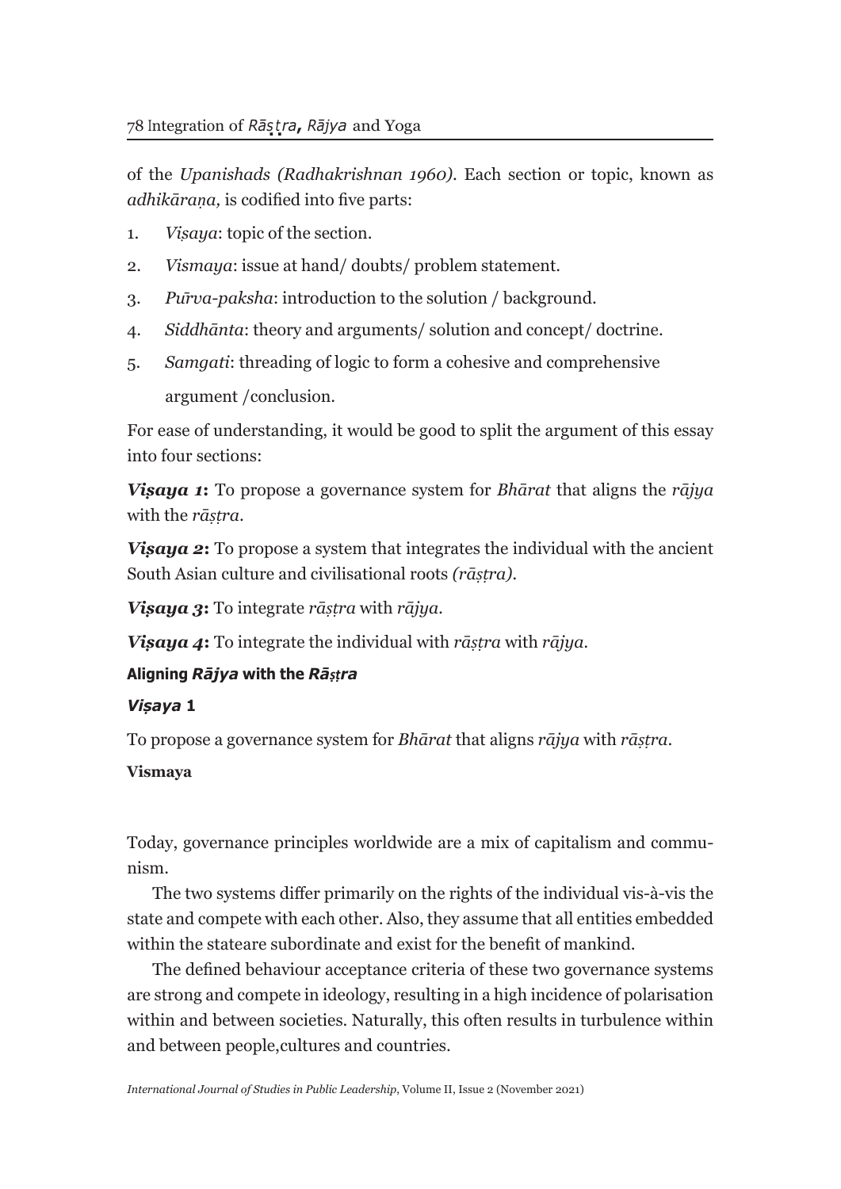of the *Upanishads (Radhakrishnan 1960)*. Each section or topic, known as *adhikāraṇa,* is codified into five parts:

1. *Viṣaya*: topic of the section.
2. *Vismaya*: issue at hand/ doubts/ problem statement.
3. *Pūrva-paksha*: introduction to the solution / background.
4. *Siddhānta*: theory and arguments/ solution and concept/ doctrine.
5. *Samgati*: threading of logic to form a cohesive and comprehensive argument /conclusion.

For ease of understanding, it would be good to split the argument of this essay into four sections:

***Viṣaya 1*:** To propose a governance system for *Bhārat* that aligns the *rājya* with the *rāṣṭra*.

***Viṣaya 2*:** To propose a system that integrates the individual with the ancient South Asian culture and civilisational roots *(rāṣṭra)*.

***Viṣaya 3*:** To integrate *rāṣṭra* with *rājya*.

***Viṣaya 4*:** To integrate the individual with *rāṣṭra* with *rājya*.

## Aligning *Rājya* with the *Rāṣṭra*

### *Viṣaya* 1

To propose a governance system for *Bhārat* that aligns *rājya* with *rāṣṭra*.

**Vismaya**

Today, governance principles worldwide are a mix of capitalism and communism.

The two systems differ primarily on the rights of the individual vis-à-vis the state and compete with each other. Also, they assume that all entities embedded within the stateare subordinate and exist for the benefit of mankind.

The defined behaviour acceptance criteria of these two governance systems are strong and compete in ideology, resulting in a high incidence of polarisation within and between societies. Naturally, this often results in turbulence within and between people,cultures and countries.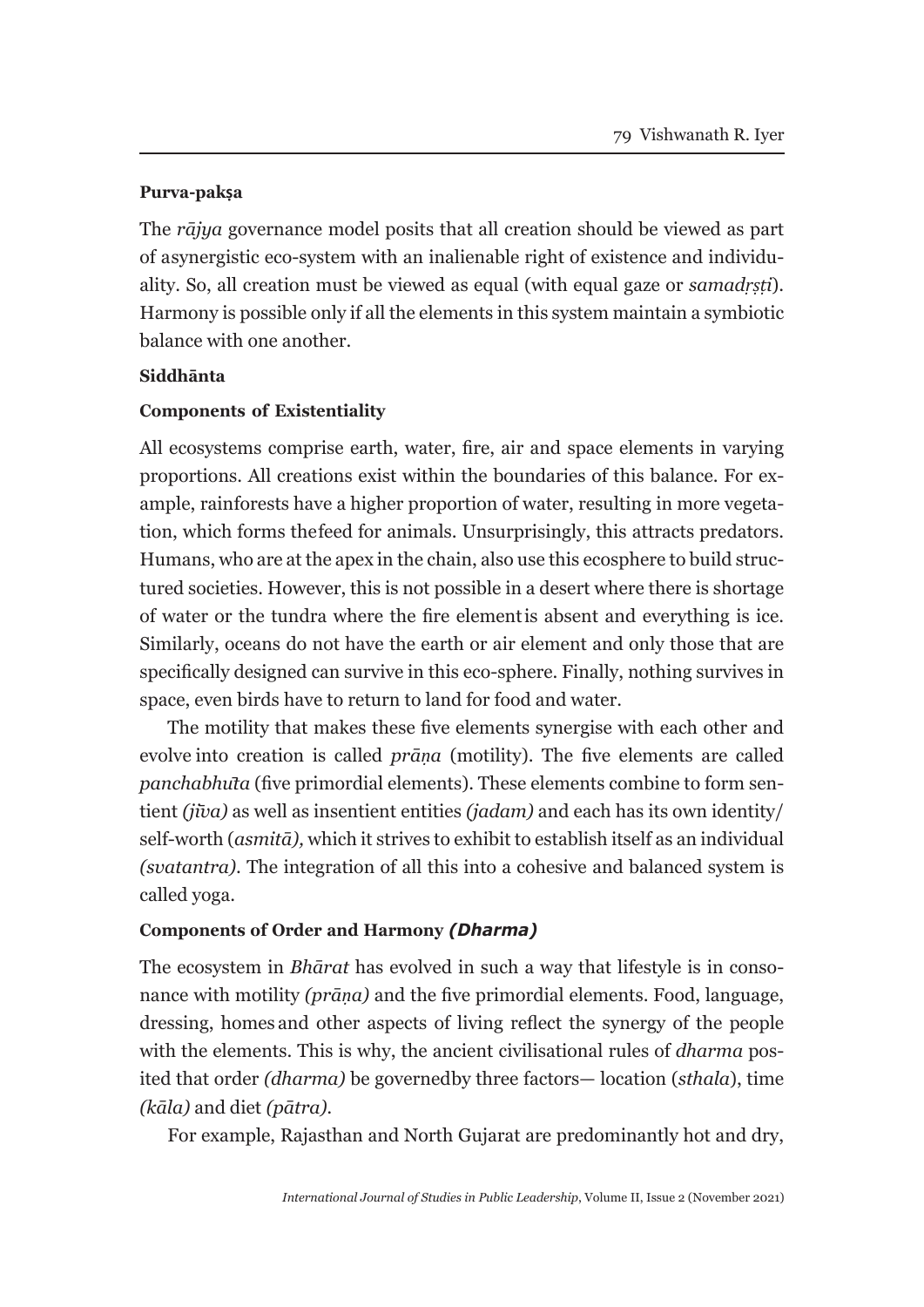**Purva-pakṣa**

The *rājya* governance model posits that all creation should be viewed as part of asynergistic eco-system with an inalienable right of existence and individuality. So, all creation must be viewed as equal (with equal gaze or *samadṛṣṭi*). Harmony is possible only if all the elements in this system maintain a symbiotic balance with one another.

**Siddhānta**

**Components of Existentiality**

All ecosystems comprise earth, water, fire, air and space elements in varying proportions. All creations exist within the boundaries of this balance. For example, rainforests have a higher proportion of water, resulting in more vegetation, which forms thefeed for animals. Unsurprisingly, this attracts predators. Humans, who are at the apex in the chain, also use this ecosphere to build structured societies. However, this is not possible in a desert where there is shortage of water or the tundra where the fire elementis absent and everything is ice. Similarly, oceans do not have the earth or air element and only those that are specifically designed can survive in this eco-sphere. Finally, nothing survives in space, even birds have to return to land for food and water.

The motility that makes these five elements synergise with each other and evolve into creation is called *prāṇa* (motility). The five elements are called *panchabhūta* (five primordial elements). These elements combine to form sentient *(jīva)* as well as insentient entities *(jadam)* and each has its own identity/ self-worth (*asmitā),* which it strives to exhibit to establish itself as an individual *(svatantra)*. The integration of all this into a cohesive and balanced system is called yoga.

**Components of Order and Harmony *(Dharma)***

The ecosystem in *Bhārat* has evolved in such a way that lifestyle is in consonance with motility *(prāṇa)* and the five primordial elements. Food, language, dressing, homes and other aspects of living reflect the synergy of the people with the elements. This is why, the ancient civilisational rules of *dharma* posited that order *(dharma)* be governedby three factors— location (*sthala*), time *(kāla)* and diet *(pātra)*.

For example, Rajasthan and North Gujarat are predominantly hot and dry,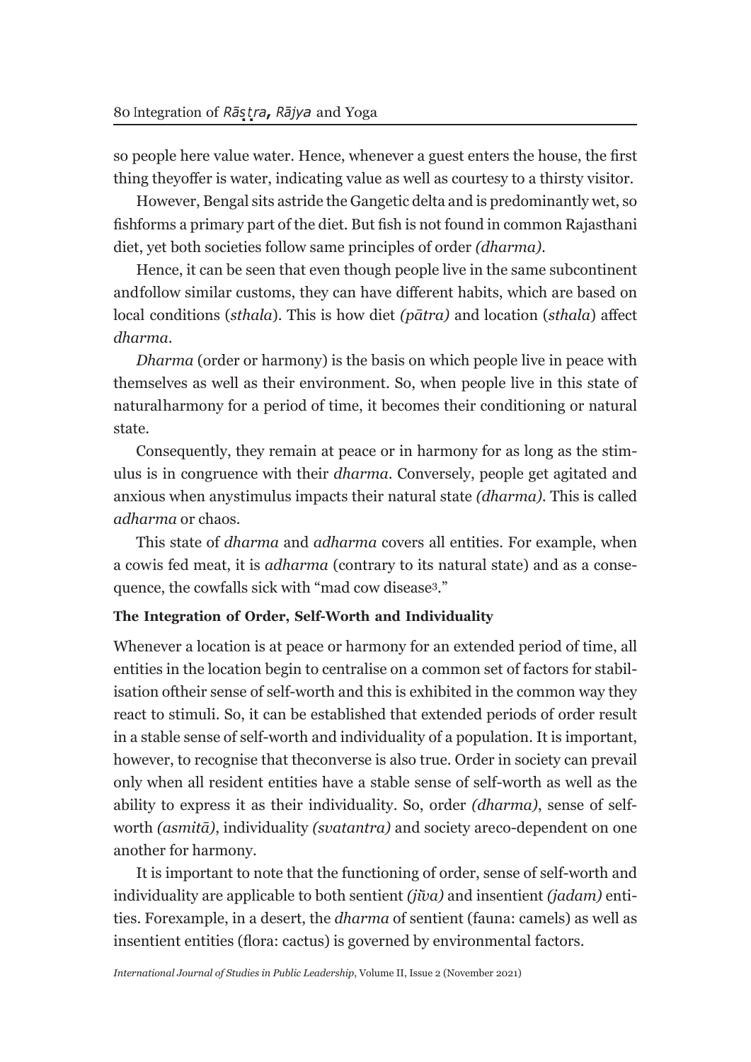so people here value water. Hence, whenever a guest enters the house, the first thing theyoffer is water, indicating value as well as courtesy to a thirsty visitor.

However, Bengal sits astride the Gangetic delta and is predominantly wet, so fishforms a primary part of the diet. But fish is not found in common Rajasthani diet, yet both societies follow same principles of order *(dharma)*.

Hence, it can be seen that even though people live in the same subcontinent andfollow similar customs, they can have different habits, which are based on local conditions (*sthala*). This is how diet *(pātra)* and location (*sthala*) affect *dharma*.

*Dharma* (order or harmony) is the basis on which people live in peace with themselves as well as their environment. So, when people live in this state of naturalharmony for a period of time, it becomes their conditioning or natural state.

Consequently, they remain at peace or in harmony for as long as the stimulus is in congruence with their *dharma*. Conversely, people get agitated and anxious when anystimulus impacts their natural state *(dharma)*. This is called *adharma* or chaos.

This state of *dharma* and *adharma* covers all entities. For example, when a cowis fed meat, it is *adharma* (contrary to its natural state) and as a consequence, the cowfalls sick with "mad cow disease[3]."

**The Integration of Order, Self-Worth and Individuality**

Whenever a location is at peace or harmony for an extended period of time, all entities in the location begin to centralise on a common set of factors for stabilisation oftheir sense of self-worth and this is exhibited in the common way they react to stimuli. So, it can be established that extended periods of order result in a stable sense of self-worth and individuality of a population. It is important, however, to recognise that theconverse is also true. Order in society can prevail only when all resident entities have a stable sense of self-worth as well as the ability to express it as their individuality. So, order *(dharma)*, sense of self-worth *(asmitā)*, individuality *(svatantra)* and society areco-dependent on one another for harmony.

It is important to note that the functioning of order, sense of self-worth and individuality are applicable to both sentient *(jīva)* and insentient *(jadam)* entities. Forexample, in a desert, the *dharma* of sentient (fauna: camels) as well as insentient entities (flora: cactus) is governed by environmental factors.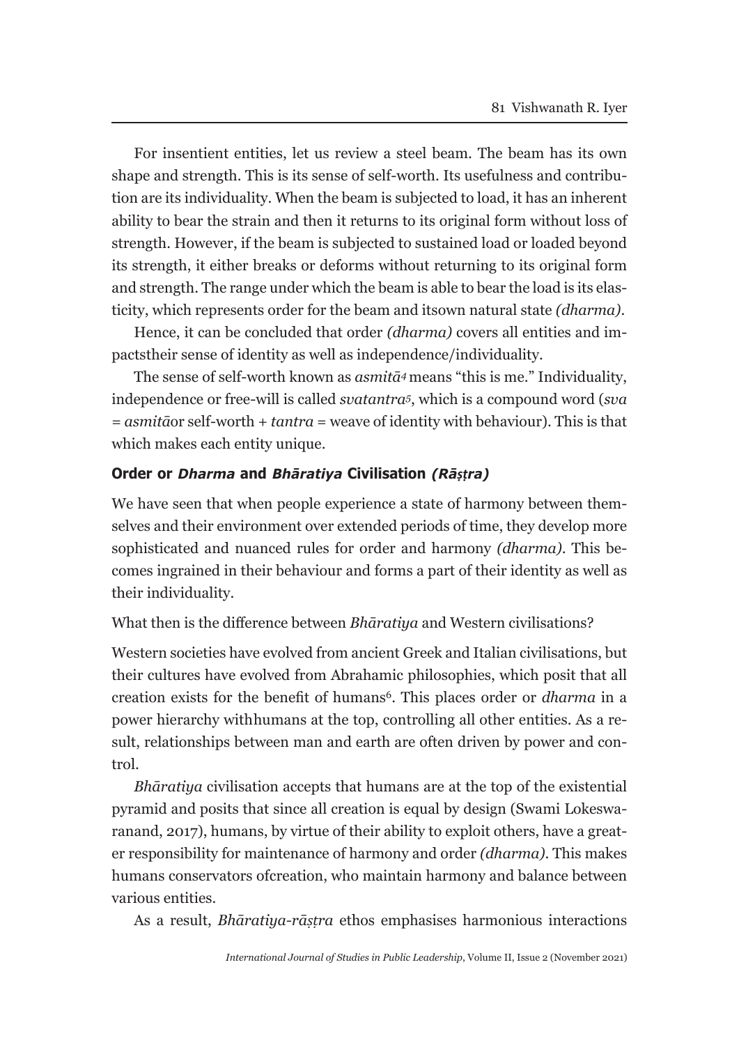For insentient entities, let us review a steel beam. The beam has its own shape and strength. This is its sense of self-worth. Its usefulness and contribution are its individuality. When the beam is subjected to load, it has an inherent ability to bear the strain and then it returns to its original form without loss of strength. However, if the beam is subjected to sustained load or loaded beyond its strength, it either breaks or deforms without returning to its original form and strength. The range under which the beam is able to bear the load is its elasticity, which represents order for the beam and itsown natural state *(dharma)*.

Hence, it can be concluded that order *(dharma)* covers all entities and impactstheir sense of identity as well as independence/individuality.

The sense of self-worth known as *asmitā*[4] means "this is me." Individuality, independence or free-will is called *svatantra*[5], which is a compound word (*sva* = *asmitā*or self-worth + *tantra* = weave of identity with behaviour). This is that which makes each entity unique.

### Order or *Dharma* and *Bhāratiya* Civilisation *(Rāṣṭra)*

We have seen that when people experience a state of harmony between themselves and their environment over extended periods of time, they develop more sophisticated and nuanced rules for order and harmony *(dharma)*. This becomes ingrained in their behaviour and forms a part of their identity as well as their individuality.

What then is the difference between *Bhāratiya* and Western civilisations?

Western societies have evolved from ancient Greek and Italian civilisations, but their cultures have evolved from Abrahamic philosophies, which posit that all creation exists for the benefit of humans[6]. This places order or *dharma* in a power hierarchy withhumans at the top, controlling all other entities. As a result, relationships between man and earth are often driven by power and control.

*Bhāratiya* civilisation accepts that humans are at the top of the existential pyramid and posits that since all creation is equal by design (Swami Lokeswaranand, 2017), humans, by virtue of their ability to exploit others, have a greater responsibility for maintenance of harmony and order *(dharma)*. This makes humans conservators ofcreation, who maintain harmony and balance between various entities.

As a result, *Bhāratiya-rāṣṭra* ethos emphasises harmonious interactions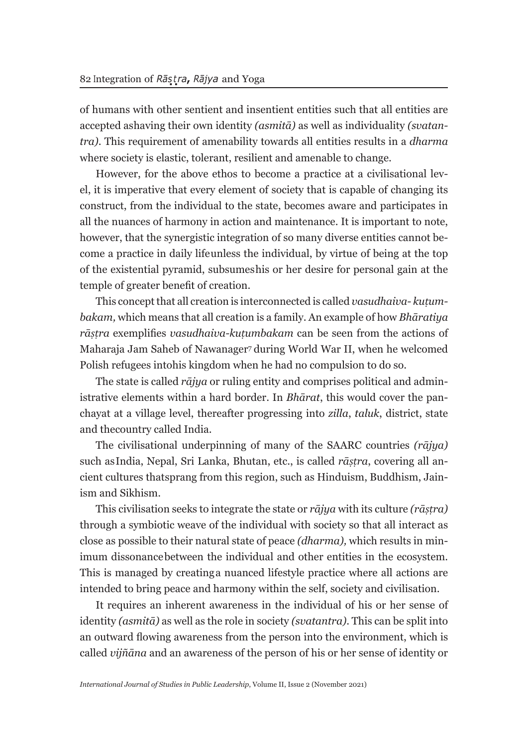of humans with other sentient and insentient entities such that all entities are accepted ashaving their own identity *(asmitā)* as well as individuality *(svatantra)*. This requirement of amenability towards all entities results in a *dharma* where society is elastic, tolerant, resilient and amenable to change.

However, for the above ethos to become a practice at a civilisational level, it is imperative that every element of society that is capable of changing its construct, from the individual to the state, becomes aware and participates in all the nuances of harmony in action and maintenance. It is important to note, however, that the synergistic integration of so many diverse entities cannot become a practice in daily lifeunless the individual, by virtue of being at the top of the existential pyramid, subsumeshis or her desire for personal gain at the temple of greater benefit of creation.

This concept that all creation is interconnected is called *vasudhaiva- kuṭumbakam,* which means that all creation is a family. An example of how *Bhāratiya rāṣṭra* exemplifies *vasudhaiva-kuṭumbakam* can be seen from the actions of Maharaja Jam Saheb of Nawanager[7] during World War II, when he welcomed Polish refugees intohis kingdom when he had no compulsion to do so.

The state is called *rājya* or ruling entity and comprises political and administrative elements within a hard border. In *Bhārat*, this would cover the panchayat at a village level, thereafter progressing into *zilla*, *taluk*, district, state and thecountry called India.

The civilisational underpinning of many of the SAARC countries *(rājya)* such asIndia, Nepal, Sri Lanka, Bhutan, etc., is called *rāṣṭra*, covering all ancient cultures thatsprang from this region, such as Hinduism, Buddhism, Jainism and Sikhism.

This civilisation seeks to integrate the state or *rājya* with its culture *(rāṣṭra)* through a symbiotic weave of the individual with society so that all interact as close as possible to their natural state of peace *(dharma),* which results in minimum dissonancebetween the individual and other entities in the ecosystem. This is managed by creatinga nuanced lifestyle practice where all actions are intended to bring peace and harmony within the self, society and civilisation.

It requires an inherent awareness in the individual of his or her sense of identity *(asmitā)* as well as the role in society *(svatantra)*. This can be split into an outward flowing awareness from the person into the environment, which is called *vijñāna* and an awareness of the person of his or her sense of identity or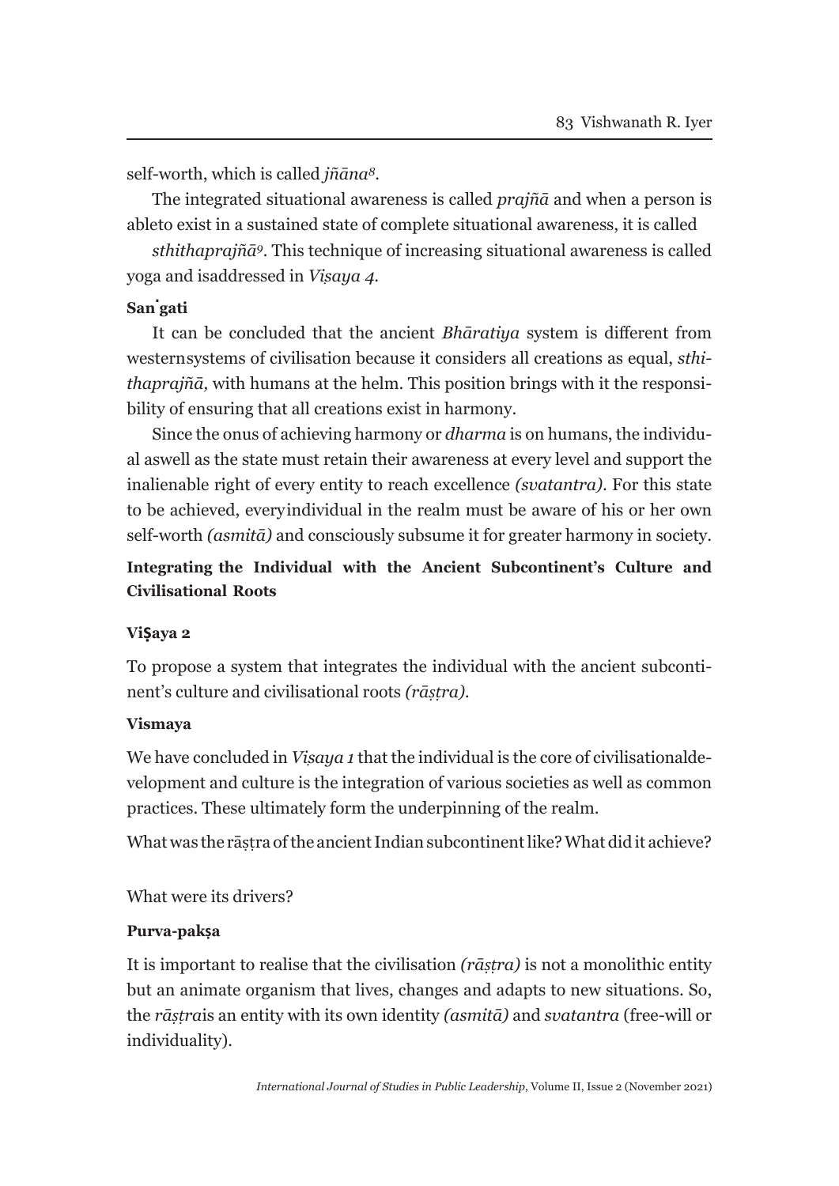self-worth, which is called *jñāna*[8].

The integrated situational awareness is called *prajñā* and when a person is ableto exist in a sustained state of complete situational awareness, it is called

*sthithaprajñā*[9]. This technique of increasing situational awareness is called yoga and isaddressed in *Viṣaya 4*.

**Saṅgati**

It can be concluded that the ancient *Bhāratiya* system is different from westernsystems of civilisation because it considers all creations as equal, *sthithaprajñā,* with humans at the helm. This position brings with it the responsibility of ensuring that all creations exist in harmony.

Since the onus of achieving harmony or *dharma* is on humans, the individual aswell as the state must retain their awareness at every level and support the inalienable right of every entity to reach excellence *(svatantra)*. For this state to be achieved, everyindividual in the realm must be aware of his or her own self-worth *(asmitā)* and consciously subsume it for greater harmony in society.

## Integrating the Individual with the Ancient Subcontinent's Culture and Civilisational Roots

**ViṢaya 2**

To propose a system that integrates the individual with the ancient subcontinent's culture and civilisational roots *(rāṣṭra)*.

**Vismaya**

We have concluded in *Viṣaya 1* that the individual is the core of civilisationaldevelopment and culture is the integration of various societies as well as common practices. These ultimately form the underpinning of the realm.

What was the rāṣṭra of the ancient Indian subcontinent like? What did it achieve?

What were its drivers?

**Purva-pakṣa**

It is important to realise that the civilisation *(rāṣṭra)* is not a monolithic entity but an animate organism that lives, changes and adapts to new situations. So, the *rāṣṭra*is an entity with its own identity *(asmitā)* and *svatantra* (free-will or individuality).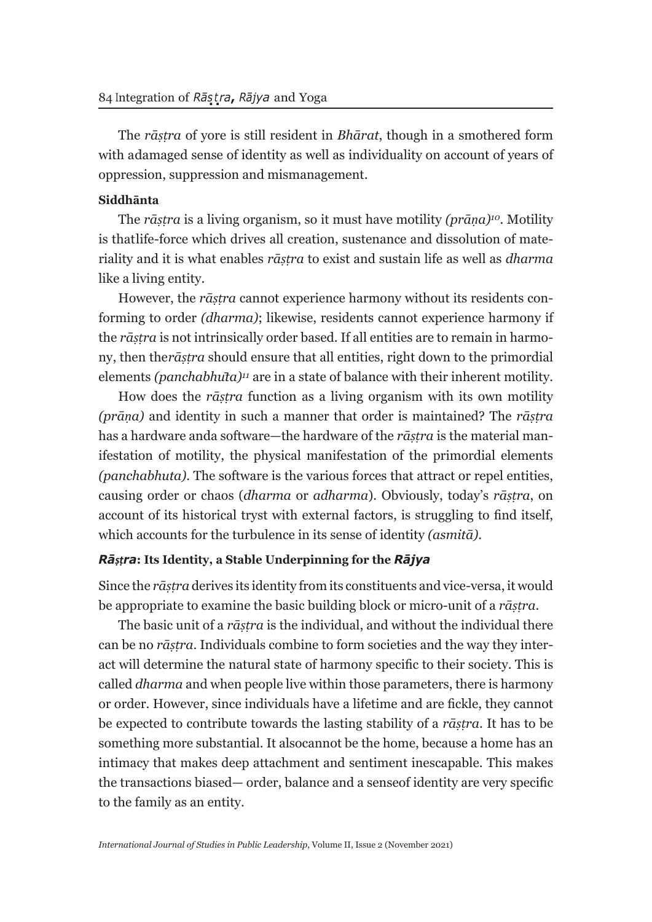The *rāṣṭra* of yore is still resident in *Bhārat*, though in a smothered form with adamaged sense of identity as well as individuality on account of years of oppression, suppression and mismanagement.

**Siddhānta**

The *rāṣṭra* is a living organism, so it must have motility *(prāṇa)*[10]. Motility is thatlife-force which drives all creation, sustenance and dissolution of materiality and it is what enables *rāṣṭra* to exist and sustain life as well as *dharma* like a living entity.

However, the *rāṣṭra* cannot experience harmony without its residents conforming to order *(dharma)*; likewise, residents cannot experience harmony if the *rāṣṭra* is not intrinsically order based. If all entities are to remain in harmony, then the*rāṣṭra* should ensure that all entities, right down to the primordial elements *(panchabhuṫa)*[11] are in a state of balance with their inherent motility.

How does the *rāṣṭra* function as a living organism with its own motility *(prāṇa)* and identity in such a manner that order is maintained? The *rāṣṭra* has a hardware anda software—the hardware of the *rāṣṭra* is the material manifestation of motility, the physical manifestation of the primordial elements *(panchabhuta)*. The software is the various forces that attract or repel entities, causing order or chaos (*dharma* or *adharma*). Obviously, today's *rāṣṭra*, on account of its historical tryst with external factors, is struggling to find itself, which accounts for the turbulence in its sense of identity *(asmitā)*.

### *Rāṣṭra*: Its Identity, a Stable Underpinning for the *Rājya*

Since the *rāṣṭra* derives its identity from its constituents and vice-versa, it would be appropriate to examine the basic building block or micro-unit of a *rāṣṭra*.

The basic unit of a *rāṣṭra* is the individual, and without the individual there can be no *rāṣṭra*. Individuals combine to form societies and the way they interact will determine the natural state of harmony specific to their society. This is called *dharma* and when people live within those parameters, there is harmony or order. However, since individuals have a lifetime and are fickle, they cannot be expected to contribute towards the lasting stability of a *rāṣṭra*. It has to be something more substantial. It alsocannot be the home, because a home has an intimacy that makes deep attachment and sentiment inescapable. This makes the transactions biased— order, balance and a senseof identity are very specific to the family as an entity.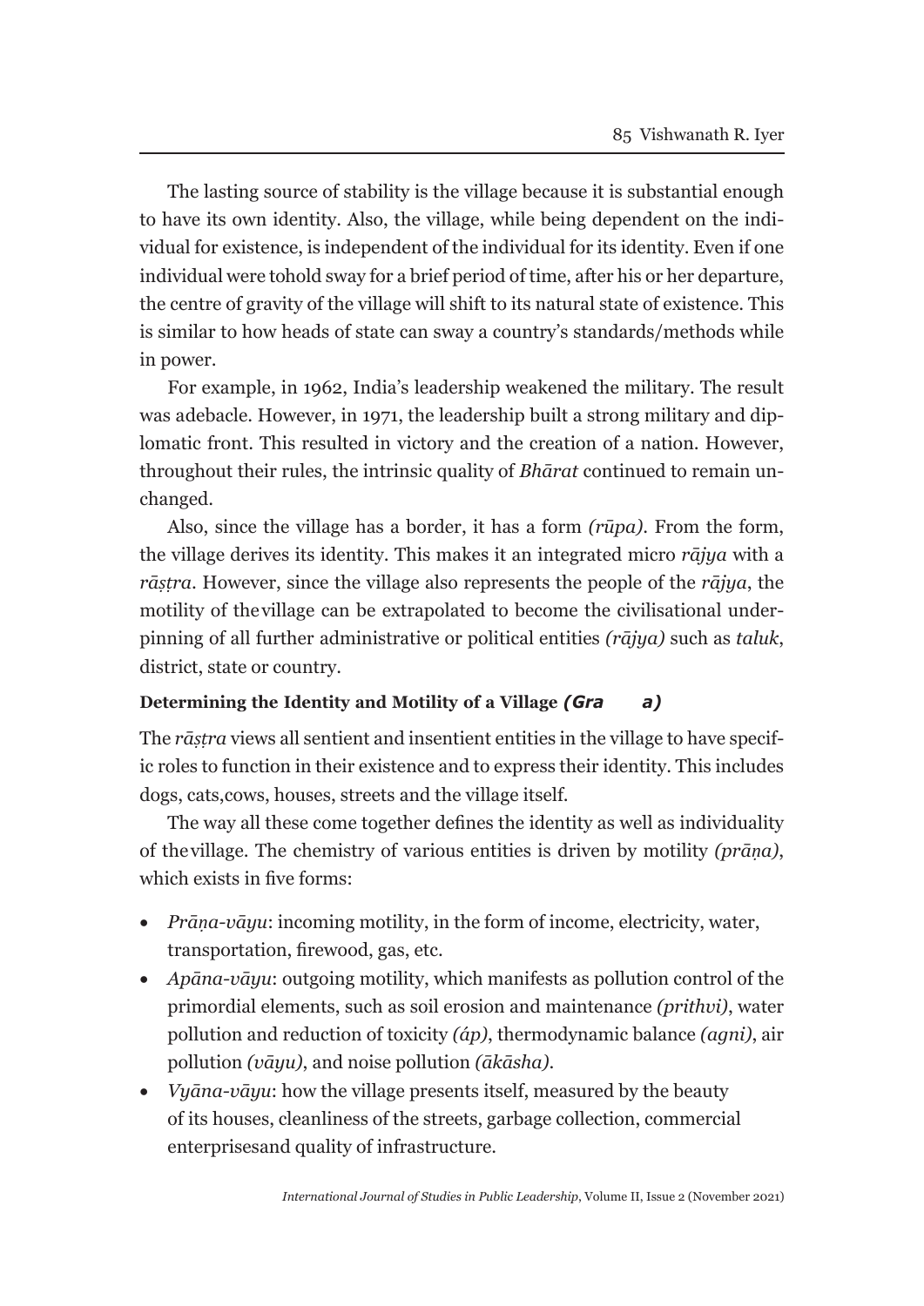The lasting source of stability is the village because it is substantial enough to have its own identity. Also, the village, while being dependent on the individual for existence, is independent of the individual for its identity. Even if one individual were tohold sway for a brief period of time, after his or her departure, the centre of gravity of the village will shift to its natural state of existence. This is similar to how heads of state can sway a country's standards/methods while in power.

For example, in 1962, India's leadership weakened the military. The result was adebacle. However, in 1971, the leadership built a strong military and diplomatic front. This resulted in victory and the creation of a nation. However, throughout their rules, the intrinsic quality of *Bhārat* continued to remain unchanged.

Also, since the village has a border, it has a form *(rūpa)*. From the form, the village derives its identity. This makes it an integrated micro *rājya* with a *rāṣṭra*. However, since the village also represents the people of the *rājya*, the motility of thevillage can be extrapolated to become the civilisational underpinning of all further administrative or political entities *(rājya)* such as *taluk*, district, state or country.

**Determining the Identity and Motility of a Village *(Gra a)***

The *rāṣṭra* views all sentient and insentient entities in the village to have specific roles to function in their existence and to express their identity. This includes dogs, cats,cows, houses, streets and the village itself.

The way all these come together defines the identity as well as individuality of thevillage. The chemistry of various entities is driven by motility *(prāṇa)*, which exists in five forms:

- *Prāṇa-vāyu*: incoming motility, in the form of income, electricity, water, transportation, firewood, gas, etc.
- *Apāna-vāyu*: outgoing motility, which manifests as pollution control of the primordial elements, such as soil erosion and maintenance *(prithvi)*, water pollution and reduction of toxicity *(áp)*, thermodynamic balance *(agni)*, air pollution *(vāyu)*, and noise pollution *(ākāsha)*.
- *Vyāna-vāyu*: how the village presents itself, measured by the beauty of its houses, cleanliness of the streets, garbage collection, commercial enterprisesand quality of infrastructure.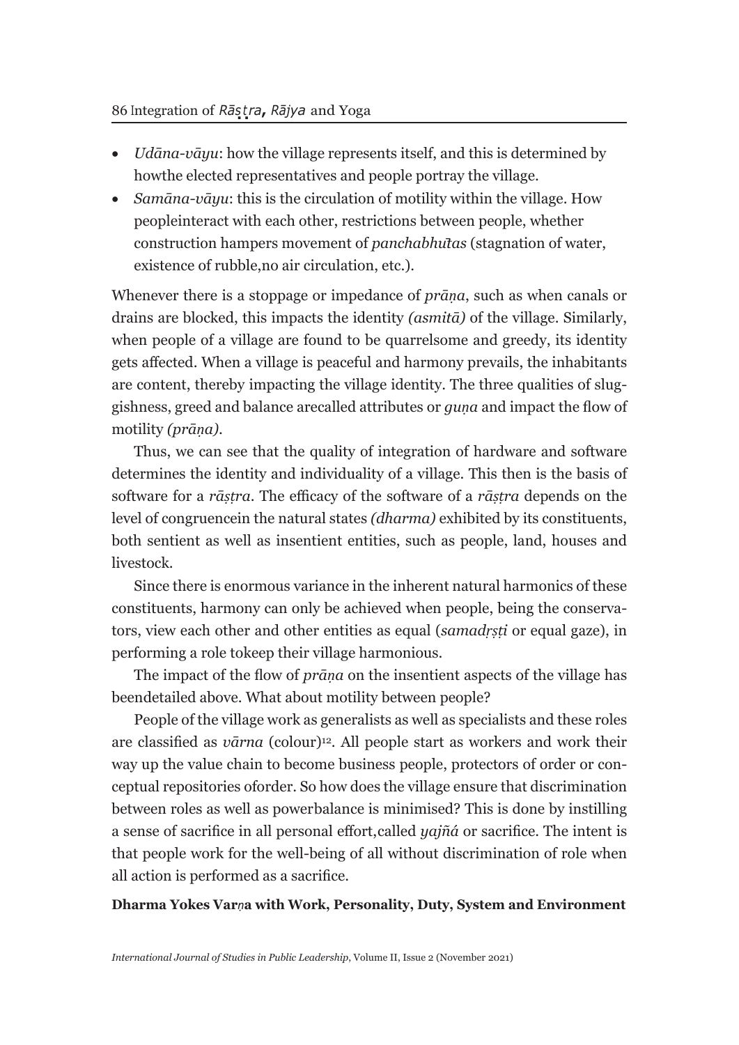- *Udāna-vāyu*: how the village represents itself, and this is determined by howthe elected representatives and people portray the village.
- *Samāna-vāyu*: this is the circulation of motility within the village. How peopleinteract with each other, restrictions between people, whether construction hampers movement of *panchabhūtas* (stagnation of water, existence of rubble,no air circulation, etc.).

Whenever there is a stoppage or impedance of *prāṇa*, such as when canals or drains are blocked, this impacts the identity *(asmitā)* of the village. Similarly, when people of a village are found to be quarrelsome and greedy, its identity gets affected. When a village is peaceful and harmony prevails, the inhabitants are content, thereby impacting the village identity. The three qualities of sluggishness, greed and balance arecalled attributes or *guṇa* and impact the flow of motility *(prāṇa)*.

Thus, we can see that the quality of integration of hardware and software determines the identity and individuality of a village. This then is the basis of software for a *rāṣṭra*. The efficacy of the software of a *rāṣṭra* depends on the level of congruencein the natural states *(dharma)* exhibited by its constituents, both sentient as well as insentient entities, such as people, land, houses and livestock.

Since there is enormous variance in the inherent natural harmonics of these constituents, harmony can only be achieved when people, being the conservators, view each other and other entities as equal (*samadṛṣṭi* or equal gaze), in performing a role tokeep their village harmonious.

The impact of the flow of *prāṇa* on the insentient aspects of the village has beendetailed above. What about motility between people?

People of the village work as generalists as well as specialists and these roles are classified as *vārna* (colour)[12]. All people start as workers and work their way up the value chain to become business people, protectors of order or conceptual repositories oforder. So how does the village ensure that discrimination between roles as well as powerbalance is minimised? This is done by instilling a sense of sacrifice in all personal effort,called *yajñá* or sacrifice. The intent is that people work for the well-being of all without discrimination of role when all action is performed as a sacrifice.

**Dharma Yokes Varṇa with Work, Personality, Duty, System and Environment**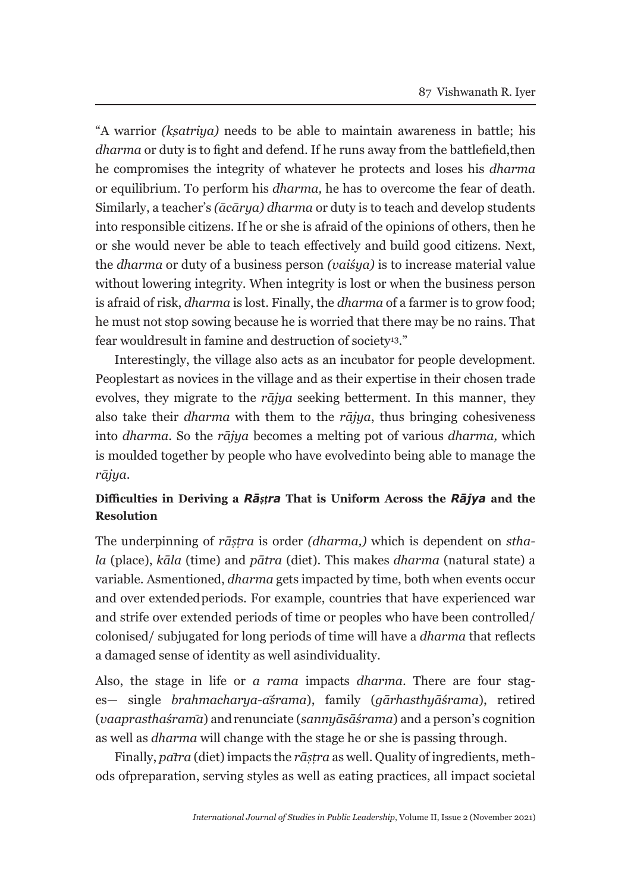"A warrior *(kṣatriya)* needs to be able to maintain awareness in battle; his *dharma* or duty is to fight and defend. If he runs away from the battlefield,then he compromises the integrity of whatever he protects and loses his *dharma* or equilibrium. To perform his *dharma,* he has to overcome the fear of death. Similarly, a teacher's *(ācārya) dharma* or duty is to teach and develop students into responsible citizens. If he or she is afraid of the opinions of others, then he or she would never be able to teach effectively and build good citizens. Next, the *dharma* or duty of a business person *(vaiśya)* is to increase material value without lowering integrity. When integrity is lost or when the business person is afraid of risk, *dharma* is lost. Finally, the *dharma* of a farmer is to grow food; he must not stop sowing because he is worried that there may be no rains. That fear wouldresult in famine and destruction of society[13]."

Interestingly, the village also acts as an incubator for people development. Peoplestart as novices in the village and as their expertise in their chosen trade evolves, they migrate to the *rājya* seeking betterment. In this manner, they also take their *dharma* with them to the *rājya*, thus bringing cohesiveness into *dharma*. So the *rājya* becomes a melting pot of various *dharma,* which is moulded together by people who have evolvedinto being able to manage the *rājya*.

**Difficulties in Deriving a *Rāṣṭra* That is Uniform Across the *Rājya* and the Resolution**

The underpinning of *rāṣṭra* is order *(dharma,)* which is dependent on *sthala* (place), *kāla* (time) and *pātra* (diet). This makes *dharma* (natural state) a variable. Asmentioned, *dharma* gets impacted by time, both when events occur and over extendedperiods. For example, countries that have experienced war and strife over extended periods of time or peoples who have been controlled/ colonised/ subjugated for long periods of time will have a *dharma* that reflects a damaged sense of identity as well asindividuality.

Also, the stage in life or *a rama* impacts *dharma*. There are four stages— single *brahmacharya-aśrama*), family (*gārhasthyāśrama*), retired (*vaaprasthaśramā*) and renunciate (*sannyāsāśrama*) and a person's cognition as well as *dharma* will change with the stage he or she is passing through.

Finally, *paītra* (diet) impacts the *rāṣṭra* as well. Quality of ingredients, methods ofpreparation, serving styles as well as eating practices, all impact societal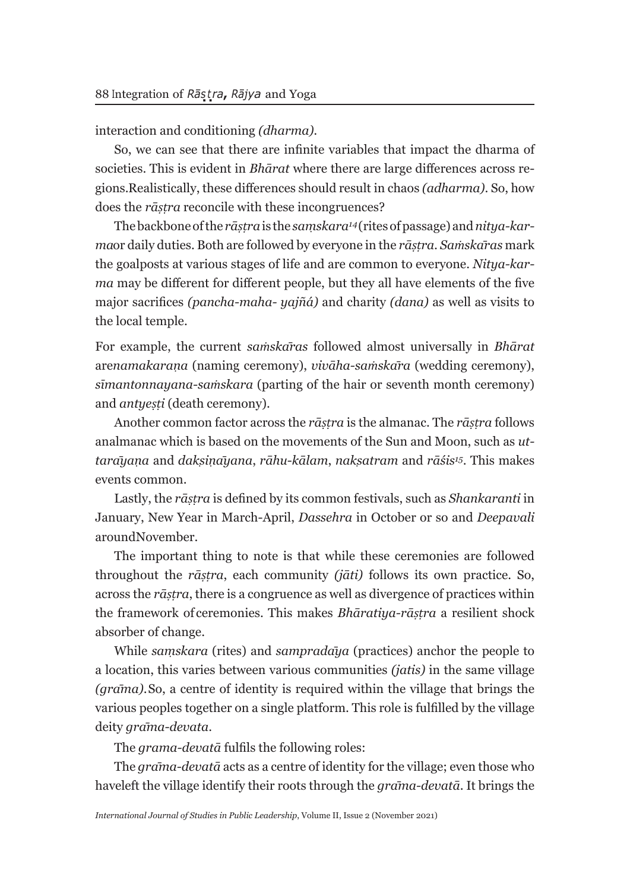interaction and conditioning *(dharma)*.

So, we can see that there are infinite variables that impact the dharma of societies. This is evident in *Bhārat* where there are large differences across regions.Realistically, these differences should result in chaos *(adharma)*. So, how does the *rāṣṭra* reconcile with these incongruences?

The backbone of the *rāṣṭra* is the *saṃskara*[14] (rites of passage) and *nitya-karma*or daily duties. Both are followed by everyone in the *rāṣṭra*. *Saṁskāras* mark the goalposts at various stages of life and are common to everyone. *Nitya-karma* may be different for different people, but they all have elements of the five major sacrifices *(pancha-maha- yajñá)* and charity *(dana)* as well as visits to the local temple.

For example, the current *saṁskāras* followed almost universally in *Bhārat* are*namakaraṇa* (naming ceremony), *vivāha-saṁskāra* (wedding ceremony), *sīmantonnayana-saṁskara* (parting of the hair or seventh month ceremony) and *antyeṣṭi* (death ceremony).

Another common factor across the *rāṣṭra* is the almanac. The *rāṣṭra* follows analmanac which is based on the movements of the Sun and Moon, such as *uttarāyaṇa* and *dakṣiṇāyana*, *rāhu-kālam*, *nakṣatram* and *rāśis*[15]. This makes events common.

Lastly, the *rāṣṭra* is defined by its common festivals, such as *Shankaranti* in January, New Year in March-April, *Dassehra* in October or so and *Deepavali* aroundNovember.

The important thing to note is that while these ceremonies are followed throughout the *rāṣṭra*, each community *(jāti)* follows its own practice. So, across the *rāṣṭra*, there is a congruence as well as divergence of practices within the framework of ceremonies. This makes *Bhāratiya-rāṣṭra* a resilient shock absorber of change.

While *saṃskara* (rites) and *sampradāya* (practices) anchor the people to a location, this varies between various communities *(jatis)* in the same village *(grāma)*.So, a centre of identity is required within the village that brings the various peoples together on a single platform. This role is fulfilled by the village deity *grāma-devata*.

The *grama-devatā* fulfils the following roles:

The *grāma-devatā* acts as a centre of identity for the village; even those who haveleft the village identify their roots through the *grāma-devatā*. It brings the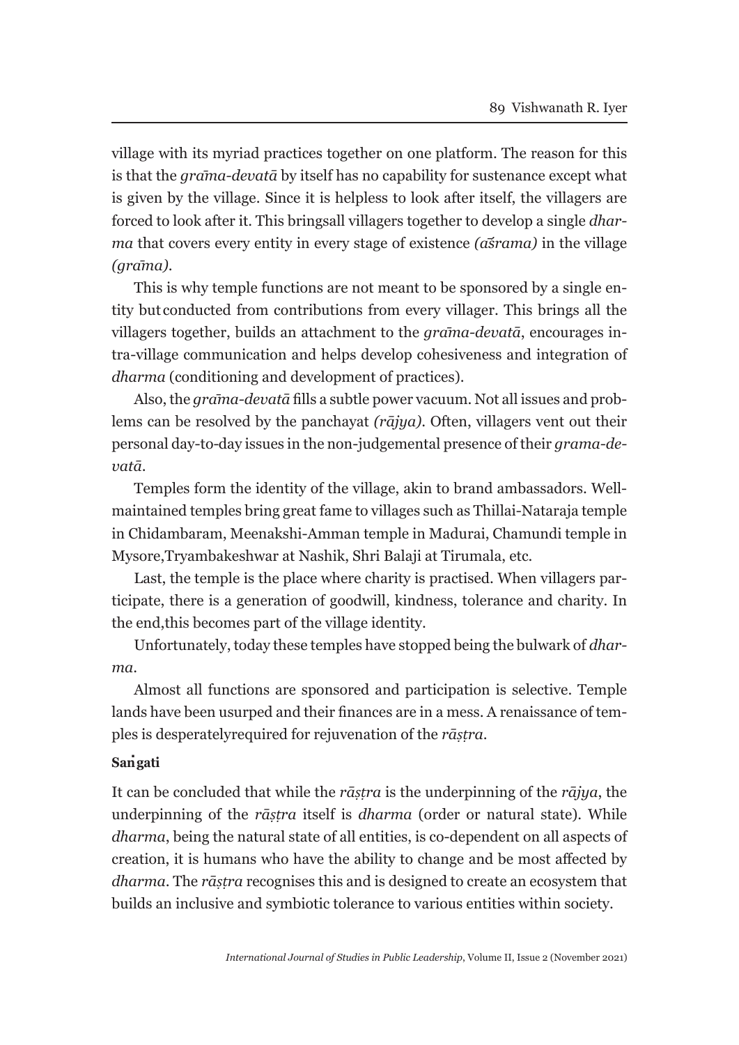village with its myriad practices together on one platform. The reason for this is that the *grāma-devatā* by itself has no capability for sustenance except what is given by the village. Since it is helpless to look after itself, the villagers are forced to look after it. This bringsall villagers together to develop a single *dharma* that covers every entity in every stage of existence *(aśrama)* in the village *(grāma)*.

This is why temple functions are not meant to be sponsored by a single entity but conducted from contributions from every villager. This brings all the villagers together, builds an attachment to the *grāma-devatā*, encourages intra-village communication and helps develop cohesiveness and integration of *dharma* (conditioning and development of practices).

Also, the *grāma-devatā* fills a subtle power vacuum. Not all issues and problems can be resolved by the panchayat *(rājya)*. Often, villagers vent out their personal day-to-day issues in the non-judgemental presence of their *grama-devatā*.

Temples form the identity of the village, akin to brand ambassadors. Well-maintained temples bring great fame to villages such as Thillai-Nataraja temple in Chidambaram, Meenakshi-Amman temple in Madurai, Chamundi temple in Mysore,Tryambakeshwar at Nashik, Shri Balaji at Tirumala, etc.

Last, the temple is the place where charity is practised. When villagers participate, there is a generation of goodwill, kindness, tolerance and charity. In the end,this becomes part of the village identity.

Unfortunately, today these temples have stopped being the bulwark of *dharma*.

Almost all functions are sponsored and participation is selective. Temple lands have been usurped and their finances are in a mess. A renaissance of temples is desperatelyrequired for rejuvenation of the *rāṣṭra*.

**Saṅgati**

It can be concluded that while the *rāṣṭra* is the underpinning of the *rājya*, the underpinning of the *rāṣṭra* itself is *dharma* (order or natural state). While *dharma*, being the natural state of all entities, is co-dependent on all aspects of creation, it is humans who have the ability to change and be most affected by *dharma*. The *rāṣṭra* recognises this and is designed to create an ecosystem that builds an inclusive and symbiotic tolerance to various entities within society.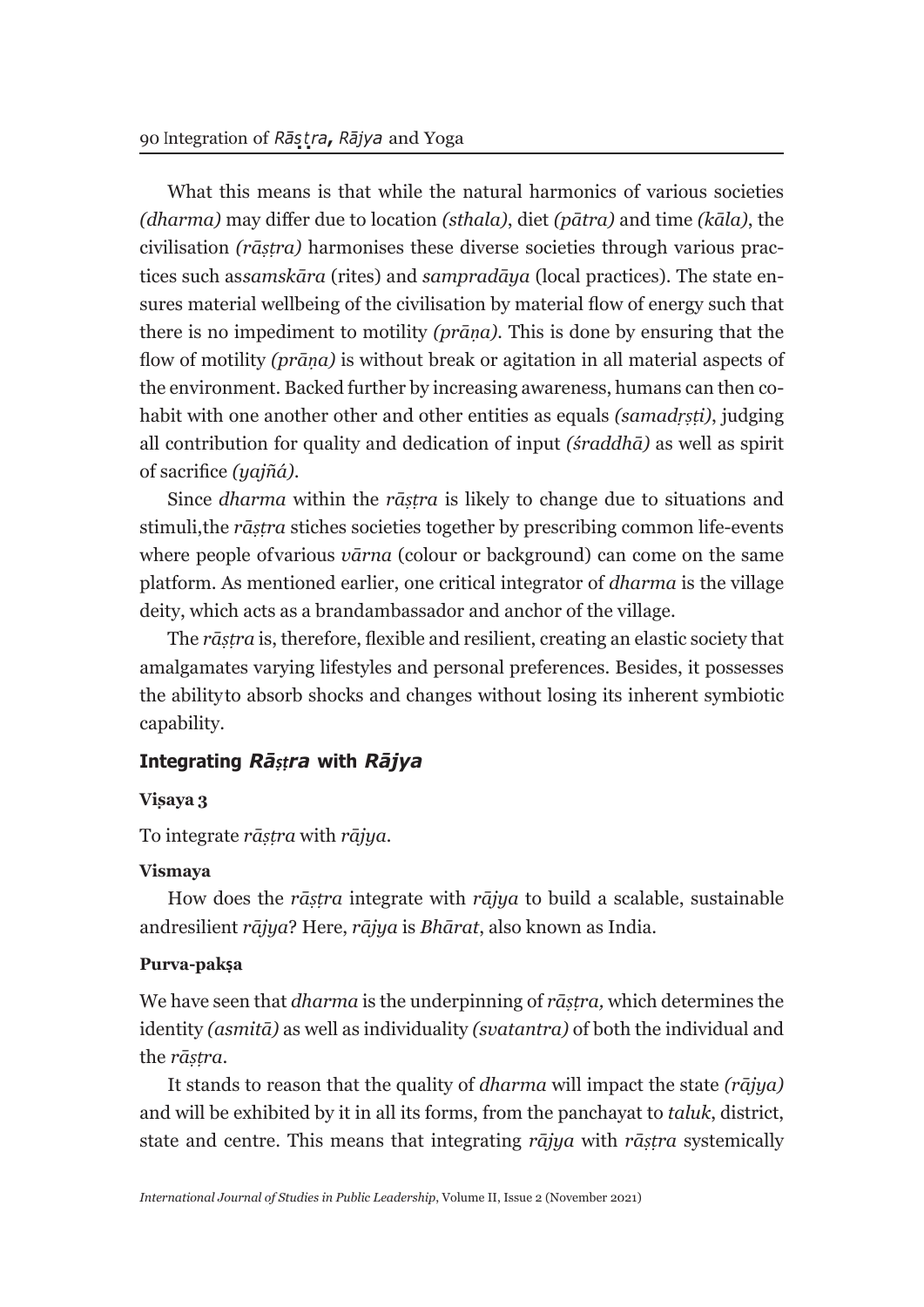What this means is that while the natural harmonics of various societies *(dharma)* may differ due to location *(sthala)*, diet *(pātra)* and time *(kāla)*, the civilisation *(rāṣṭra)* harmonises these diverse societies through various practices such as*saṃskāra* (rites) and *sampradāya* (local practices). The state ensures material wellbeing of the civilisation by material flow of energy such that there is no impediment to motility *(prāṇa)*. This is done by ensuring that the flow of motility *(prāṇa)* is without break or agitation in all material aspects of the environment. Backed further by increasing awareness, humans can then cohabit with one another other and other entities as equals *(samadṛṣṭi)*, judging all contribution for quality and dedication of input *(śraddhā)* as well as spirit of sacrifice *(yajñá)*.

Since *dharma* within the *rāṣṭra* is likely to change due to situations and stimuli,the *rāṣṭra* stiches societies together by prescribing common life-events where people ofvarious *vārna* (colour or background) can come on the same platform. As mentioned earlier, one critical integrator of *dharma* is the village deity, which acts as a brandambassador and anchor of the village.

The *rāṣṭra* is, therefore, flexible and resilient, creating an elastic society that amalgamates varying lifestyles and personal preferences. Besides, it possesses the abilityto absorb shocks and changes without losing its inherent symbiotic capability.

## Integrating *Rāṣṭra* with *Rājya*

**Viṣaya 3**

To integrate *rāṣṭra* with *rājya*.

**Vismaya**

How does the *rāṣṭra* integrate with *rājya* to build a scalable, sustainable andresilient *rājya*? Here, *rājya* is *Bhārat*, also known as India.

**Purva-pakṣa**

We have seen that *dharma* is the underpinning of *rāṣṭra,* which determines the identity *(asmitā)* as well as individuality *(svatantra)* of both the individual and the *rāṣṭra*.

It stands to reason that the quality of *dharma* will impact the state *(rājya)* and will be exhibited by it in all its forms, from the panchayat to *taluk*, district, state and centre. This means that integrating *rājya* with *rāṣṭra* systemically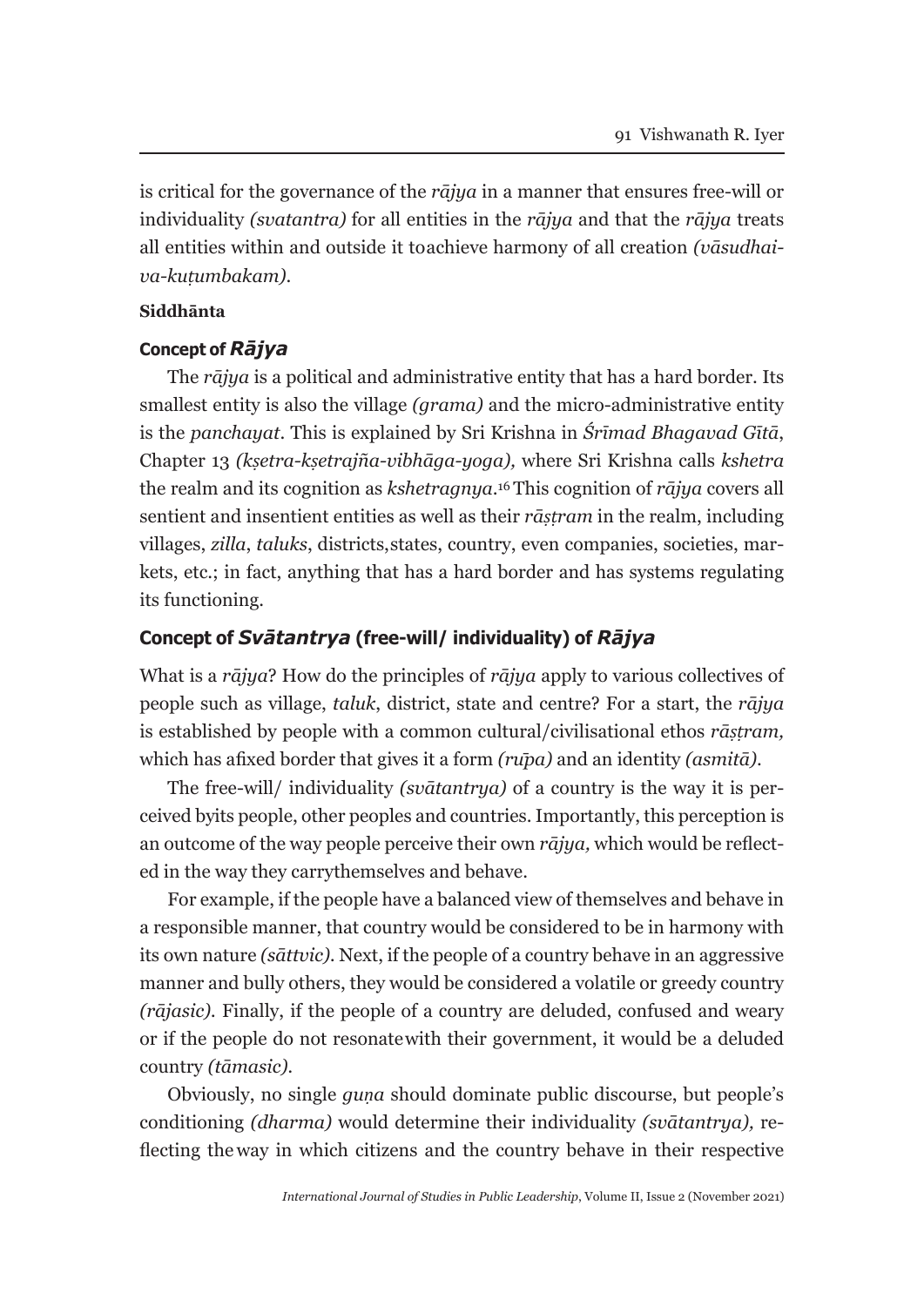is critical for the governance of the *rājya* in a manner that ensures free-will or individuality *(svatantra)* for all entities in the *rājya* and that the *rājya* treats all entities within and outside it toachieve harmony of all creation *(vāsudhaiva-kuṭumbakam).*

**Siddhānta**

### Concept of *Rājya*

The *rājya* is a political and administrative entity that has a hard border. Its smallest entity is also the village *(grama)* and the micro-administrative entity is the *panchayat*. This is explained by Sri Krishna in *Śrīmad Bhagavad Gītā*, Chapter 13 *(kṣetra-kṣetrajña-vibhāga-yoga),* where Sri Krishna calls *kshetra* the realm and its cognition as *kshetragnya*.[16] This cognition of *rājya* covers all sentient and insentient entities as well as their *rāṣṭram* in the realm, including villages, *zilla*, *taluks*, districts,states, country, even companies, societies, markets, etc.; in fact, anything that has a hard border and has systems regulating its functioning.

### Concept of *Svātantrya* (free-will/ individuality) of *Rājya*

What is a *rājya*? How do the principles of *rājya* apply to various collectives of people such as village, *taluk*, district, state and centre? For a start, the *rājya* is established by people with a common cultural/civilisational ethos *rāṣṭram,* which has afixed border that gives it a form *(rūpa)* and an identity *(asmitā).*

The free-will/ individuality *(svātantrya)* of a country is the way it is perceived byits people, other peoples and countries. Importantly, this perception is an outcome of the way people perceive their own *rājya,* which would be reflected in the way they carrythemselves and behave.

For example, if the people have a balanced view of themselves and behave in a responsible manner, that country would be considered to be in harmony with its own nature *(sāttvic).* Next, if the people of a country behave in an aggressive manner and bully others, they would be considered a volatile or greedy country *(rājasic).* Finally, if the people of a country are deluded, confused and weary or if the people do not resonatewith their government, it would be a deluded country *(tāmasic).*

Obviously, no single *guṇa* should dominate public discourse, but people's conditioning *(dharma)* would determine their individuality *(svātantrya),* reflecting theway in which citizens and the country behave in their respective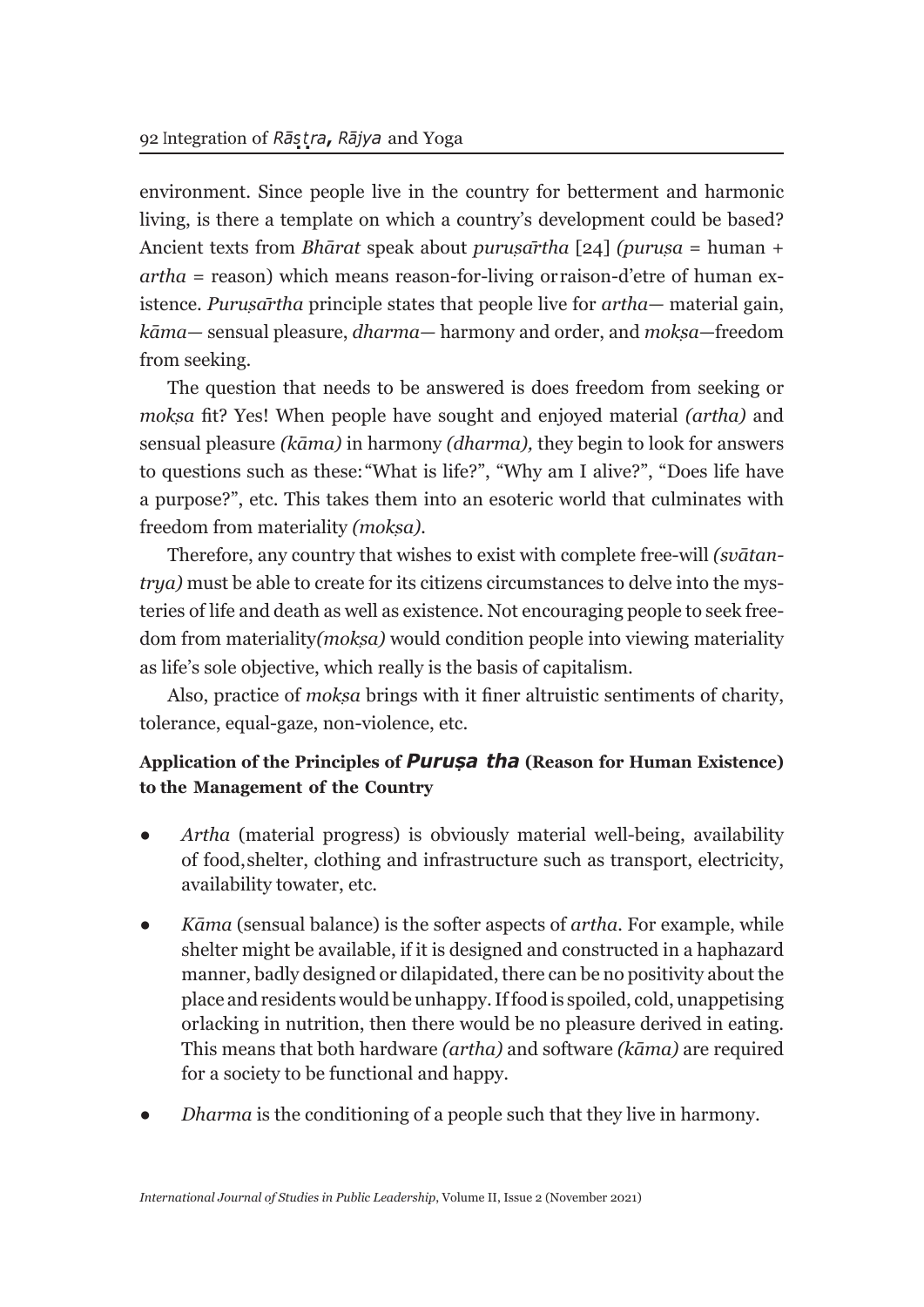environment. Since people live in the country for betterment and harmonic living, is there a template on which a country's development could be based? Ancient texts from *Bhārat* speak about *puruṣārtha* [24] *(puruṣa* = human + *artha* = reason) which means reason-for-living or raison-d'etre of human existence. *Puruṣārtha* principle states that people live for *artha*— material gain, *kāma*— sensual pleasure, *dharma*— harmony and order, and *mokṣa*—freedom from seeking.

The question that needs to be answered is does freedom from seeking or *mokṣa* fit? Yes! When people have sought and enjoyed material *(artha)* and sensual pleasure *(kāma)* in harmony *(dharma),* they begin to look for answers to questions such as these: "What is life?", "Why am I alive?", "Does life have a purpose?", etc. This takes them into an esoteric world that culminates with freedom from materiality *(mokṣa).*

Therefore, any country that wishes to exist with complete free-will *(svātantrya)* must be able to create for its citizens circumstances to delve into the mysteries of life and death as well as existence. Not encouraging people to seek freedom from materiality *(mokṣa)* would condition people into viewing materiality as life's sole objective, which really is the basis of capitalism.

Also, practice of *mokṣa* brings with it finer altruistic sentiments of charity, tolerance, equal-gaze, non-violence, etc.

**Application of the Principles of *Puruṣa tha* (Reason for Human Existence) to the Management of the Country**

- *Artha* (material progress) is obviously material well-being, availability of food, shelter, clothing and infrastructure such as transport, electricity, availability towater, etc.
- *Kāma* (sensual balance) is the softer aspects of *artha*. For example, while shelter might be available, if it is designed and constructed in a haphazard manner, badly designed or dilapidated, there can be no positivity about the place and residents would be unhappy. If food is spoiled, cold, unappetising orlacking in nutrition, then there would be no pleasure derived in eating. This means that both hardware *(artha)* and software *(kāma)* are required for a society to be functional and happy.
- *Dharma* is the conditioning of a people such that they live in harmony.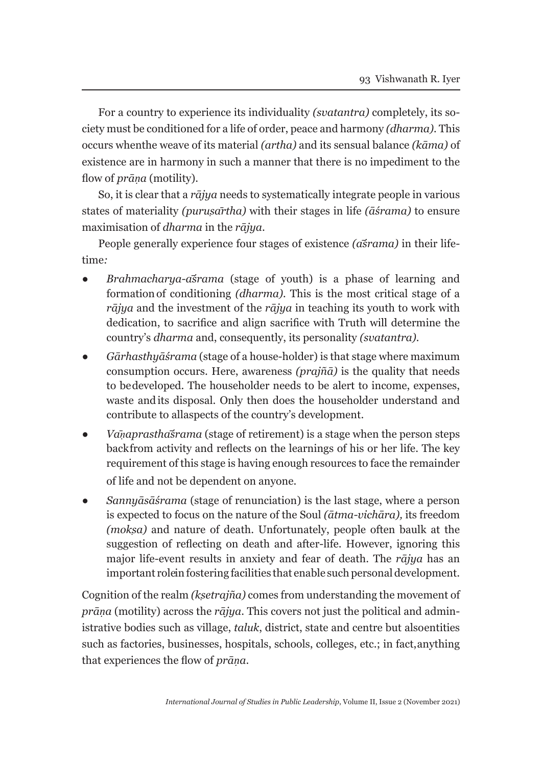For a country to experience its individuality *(svatantra)* completely, its society must be conditioned for a life of order, peace and harmony *(dharma)*. This occurs whenthe weave of its material *(artha)* and its sensual balance *(kāma)* of existence are in harmony in such a manner that there is no impediment to the flow of *prāṇa* (motility).

So, it is clear that a *rājya* needs to systematically integrate people in various states of materiality *(puruṣārtha)* with their stages in life *(āśrama)* to ensure maximisation of *dharma* in the *rājya*.

People generally experience four stages of existence *(aśrama)* in their lifetime*:*

- *Brahmacharya-aśrama* (stage of youth) is a phase of learning and formation of conditioning *(dharma)*. This is the most critical stage of a *rājya* and the investment of the *rājya* in teaching its youth to work with dedication, to sacrifice and align sacrifice with Truth will determine the country's *dharma* and, consequently, its personality *(svatantra)*.
- *Gārhasthyāśrama* (stage of a house-holder) is that stage where maximum consumption occurs. Here, awareness *(prajñā)* is the quality that needs to bedeveloped. The householder needs to be alert to income, expenses, waste andits disposal. Only then does the householder understand and contribute to allaspects of the country's development.
- *Vāṇaprasthaśrama* (stage of retirement) is a stage when the person steps backfrom activity and reflects on the learnings of his or her life. The key requirement of this stage is having enough resources to face the remainder of life and not be dependent on anyone.
- *Sannyāsāśrama* (stage of renunciation) is the last stage, where a person is expected to focus on the nature of the Soul *(ātma-vichāra),* its freedom *(mokṣa)* and nature of death. Unfortunately, people often baulk at the suggestion of reflecting on death and after-life. However, ignoring this major life-event results in anxiety and fear of death. The *rājya* has an important rolein fostering facilities that enable such personal development.

Cognition of the realm *(kṣetrajña)* comes from understanding the movement of *prāṇa* (motility) across the *rājya*. This covers not just the political and administrative bodies such as village, *taluk*, district, state and centre but alsoentities such as factories, businesses, hospitals, schools, colleges, etc.; in fact,anything that experiences the flow of *prāṇa*.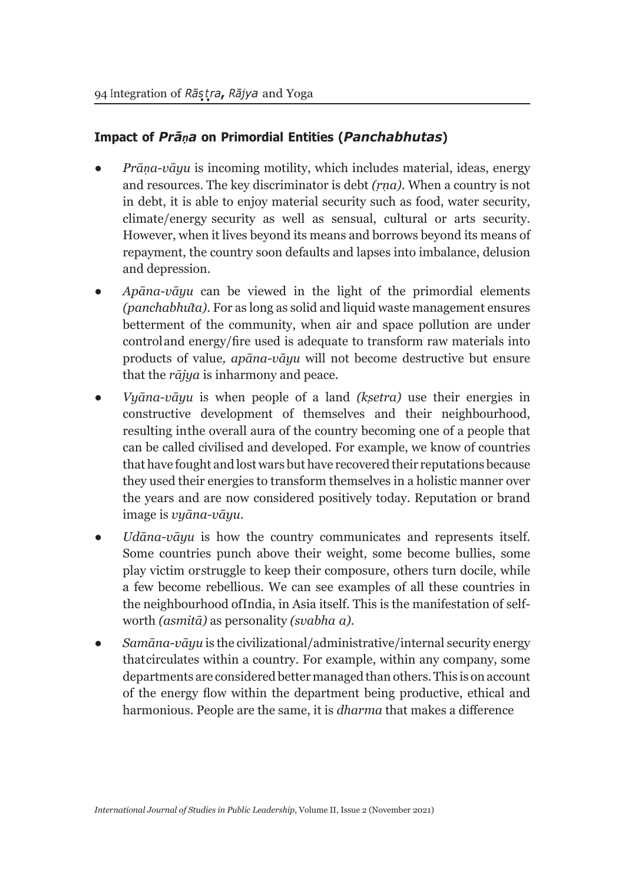## Impact of *Prāṇa* on Primordial Entities (*Panchabhutas*)

- *Prāṇa-vāyu* is incoming motility, which includes material, ideas, energy and resources. The key discriminator is debt *(ṛna)*. When a country is not in debt, it is able to enjoy material security such as food, water security, climate/energy security as well as sensual, cultural or arts security. However, when it lives beyond its means and borrows beyond its means of repayment, the country soon defaults and lapses into imbalance, delusion and depression.
- *Apāna-vāyu* can be viewed in the light of the primordial elements *(panchabhuta)*. For as long as solid and liquid waste management ensures betterment of the community, when air and space pollution are under controland energy/fire used is adequate to transform raw materials into products of value*, apāna-vāyu* will not become destructive but ensure that the *rājya* is inharmony and peace.
- *Vyāna-vāyu* is when people of a land *(kṣetra)* use their energies in constructive development of themselves and their neighbourhood, resulting inthe overall aura of the country becoming one of a people that can be called civilised and developed. For example, we know of countries that have fought and lost wars but have recovered their reputations because they used their energies to transform themselves in a holistic manner over the years and are now considered positively today. Reputation or brand image is *vyāna-vāyu.*
- *Udāna-vāyu* is how the country communicates and represents itself. Some countries punch above their weight, some become bullies, some play victim orstruggle to keep their composure, others turn docile, while a few become rebellious. We can see examples of all these countries in the neighbourhood ofIndia, in Asia itself. This is the manifestation of self-worth *(asmitā)* as personality *(svabha a).*
- *Samāna-vāyu* is the civilizational/administrative/internal security energy thatcirculates within a country. For example, within any company, some departments are considered better managed than others. This is on account of the energy flow within the department being productive, ethical and harmonious. People are the same, it is *dharma* that makes a difference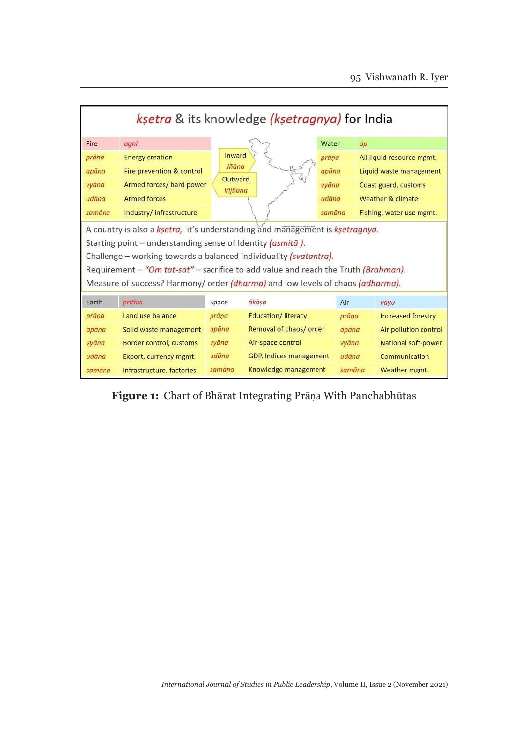## kṣetra & its knowledge (kṣetragnya) for India

| Fire | agni |
|---|---|
| prāṇa | Energy creation |
| apāna | Fire prevention & control |
| vyāna | Armed forces/ hard power |
| udāna | Armed forces |
| samāna | Industry/ infrastructure |

Inward *Jñāna*

Outward *Vijñāna*

| Water | āp |
|---|---|
| prāṇa | All liquid resource mgmt. |
| apāna | Liquid waste management |
| vyāna | Coast guard, customs |
| udāna | Weather & climate |
| samāna | Fishing, water use mgmt. |

A country is also a *kṣetra*, it's understanding and management is *kṣetragnya*.
Starting point – understanding sense of Identity *(asmitā )*.
Challenge – working towards a balanced individuality *(svatantra)*.
Requirement – *"Om tat-sat"* – sacrifice to add value and reach the Truth *(Brahman)*.
Measure of success? Harmony/ order *(dharma)* and low levels of chaos *(adharma)*.

| Earth | prithvi | Space | ākāṣa | Air | vāyu |
|---|---|---|---|---|---|
| prāṇa | Land use balance | prāṇa | Education/ literacy | prāṇa | Increased forestry |
| apāna | Solid waste management | apāna | Removal of chaos/ order | apāna | Air pollution control |
| vyāna | Border control, customs | vyāna | Air-space control | vyāna | National soft-power |
| udāna | Export, currency mgmt. | udāna | GDP, Indices management | udāna | Communication |
| samāna | Infrastructure, factories | samāna | Knowledge management | samāna | Weather mgmt. |

**Figure 1:** Chart of Bhārat Integrating Prāṇa With Panchabhūtas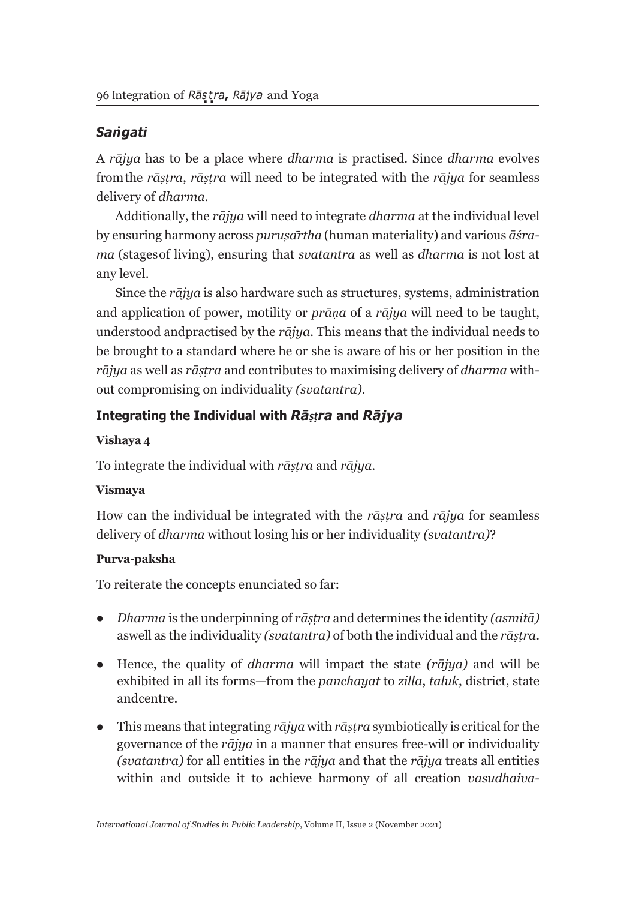## *Saṅgati*

A *rājya* has to be a place where *dharma* is practised. Since *dharma* evolves from the *rāṣṭra*, *rāṣṭra* will need to be integrated with the *rājya* for seamless delivery of *dharma*.

Additionally, the *rājya* will need to integrate *dharma* at the individual level by ensuring harmony across *puruṣārtha* (human materiality) and various *āśrama* (stages of living), ensuring that *svatantra* as well as *dharma* is not lost at any level.

Since the *rājya* is also hardware such as structures, systems, administration and application of power, motility or *prāṇa* of a *rājya* will need to be taught, understood and practised by the *rājya*. This means that the individual needs to be brought to a standard where he or she is aware of his or her position in the *rājya* as well as *rāṣṭra* and contributes to maximising delivery of *dharma* without compromising on individuality *(svatantra)*.

## Integrating the Individual with *Rāṣṭra* and *Rājya*

**Vishaya 4**

To integrate the individual with *rāṣṭra* and *rājya*.

**Vismaya**

How can the individual be integrated with the *rāṣṭra* and *rājya* for seamless delivery of *dharma* without losing his or her individuality *(svatantra)*?

**Purva-paksha**

To reiterate the concepts enunciated so far:

- *Dharma* is the underpinning of *rāṣṭra* and determines the identity *(asmitā)* as well as the individuality *(svatantra)* of both the individual and the *rāṣṭra*.
- Hence, the quality of *dharma* will impact the state *(rājya)* and will be exhibited in all its forms—from the *panchayat* to *zilla*, *taluk*, district, state and centre.
- This means that integrating *rājya* with *rāṣṭra* symbiotically is critical for the governance of the *rājya* in a manner that ensures free-will or individuality *(svatantra)* for all entities in the *rājya* and that the *rājya* treats all entities within and outside it to achieve harmony of all creation *vasudhaiva-*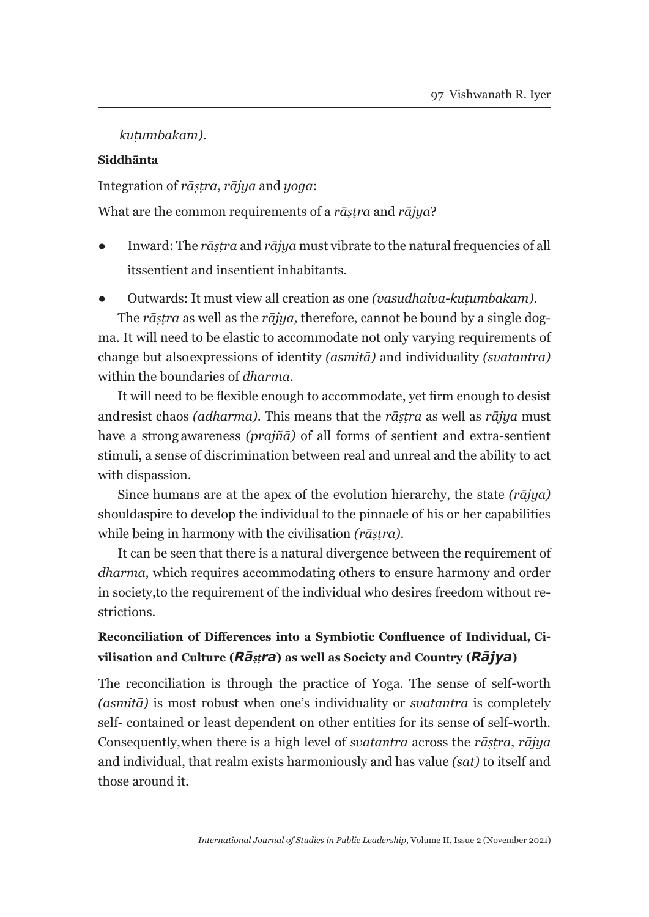*kuṭumbakam).*

**Siddhānta**

Integration of *rāṣṭra*, *rājya* and *yoga*:

What are the common requirements of a *rāṣṭra* and *rājya*?

- Inward: The *rāṣṭra* and *rājya* must vibrate to the natural frequencies of all itssentient and insentient inhabitants.
- Outwards: It must view all creation as one *(vasudhaiva-kuṭumbakam).*

The *rāṣṭra* as well as the *rājya,* therefore, cannot be bound by a single dogma. It will need to be elastic to accommodate not only varying requirements of change but alsoexpressions of identity *(asmitā)* and individuality *(svatantra)* within the boundaries of *dharma.*

It will need to be flexible enough to accommodate, yet firm enough to desist andresist chaos *(adharma).* This means that the *rāṣṭra* as well as *rājya* must have a strong awareness *(prajñā)* of all forms of sentient and extra-sentient stimuli, a sense of discrimination between real and unreal and the ability to act with dispassion.

Since humans are at the apex of the evolution hierarchy, the state *(rājya)* shouldaspire to develop the individual to the pinnacle of his or her capabilities while being in harmony with the civilisation *(rāṣṭra).*

It can be seen that there is a natural divergence between the requirement of *dharma,* which requires accommodating others to ensure harmony and order in society,to the requirement of the individual who desires freedom without restrictions.

**Reconciliation of Differences into a Symbiotic Confluence of Individual, Civilisation and Culture (*Rāṣṭra*) as well as Society and Country (*Rājya*)**

The reconciliation is through the practice of Yoga. The sense of self-worth *(asmitā)* is most robust when one's individuality or *svatantra* is completely self- contained or least dependent on other entities for its sense of self-worth. Consequently,when there is a high level of *svatantra* across the *rāṣṭra*, *rājya* and individual, that realm exists harmoniously and has value *(sat)* to itself and those around it.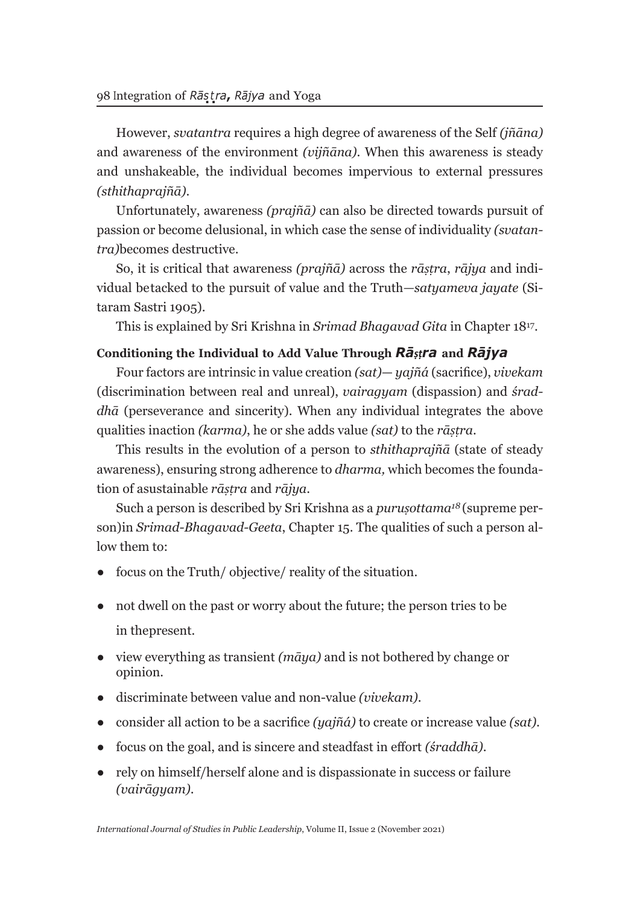However, *svatantra* requires a high degree of awareness of the Self *(jñāna)* and awareness of the environment *(vijñāna)*. When this awareness is steady and unshakeable, the individual becomes impervious to external pressures *(sthithaprajñā)*.

Unfortunately, awareness *(prajñā)* can also be directed towards pursuit of passion or become delusional, in which case the sense of individuality *(svatantra)*becomes destructive.

So, it is critical that awareness *(prajñā)* across the *rāṣṭra*, *rājya* and individual betacked to the pursuit of value and the Truth—*satyameva jayate* (Sitaram Sastri 1905).

This is explained by Sri Krishna in *Srimad Bhagavad Gita* in Chapter 18[17].

### Conditioning the Individual to Add Value Through *Rāṣṭra* and *Rājya*

Four factors are intrinsic in value creation *(sat)*— *yajñá* (sacrifice), *vivekam* (discrimination between real and unreal), *vairagyam* (dispassion) and *śraddhā* (perseverance and sincerity). When any individual integrates the above qualities inaction *(karma)*, he or she adds value *(sat)* to the *rāṣṭra*.

This results in the evolution of a person to *sthithaprajñā* (state of steady awareness), ensuring strong adherence to *dharma,* which becomes the foundation of asustainable *rāṣṭra* and *rājya*.

Such a person is described by Sri Krishna as a *puruṣottama*[18] (supreme person)in *Srimad-Bhagavad-Geeta*, Chapter 15. The qualities of such a person allow them to:

- focus on the Truth/ objective/ reality of the situation.
- not dwell on the past or worry about the future; the person tries to be in thepresent.
- view everything as transient *(māya)* and is not bothered by change or opinion.
- discriminate between value and non-value *(vivekam)*.
- consider all action to be a sacrifice *(yajñá)* to create or increase value *(sat)*.
- focus on the goal, and is sincere and steadfast in effort *(śraddhā)*.
- rely on himself/herself alone and is dispassionate in success or failure *(vairāgyam)*.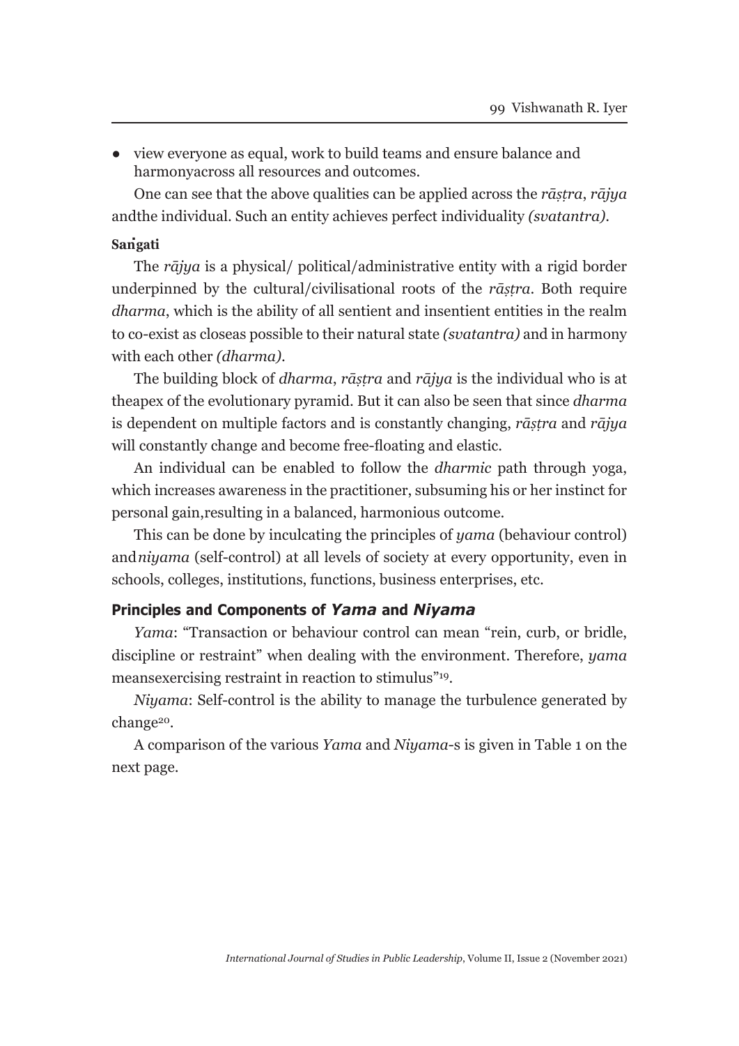- view everyone as equal, work to build teams and ensure balance and harmonyacross all resources and outcomes.

One can see that the above qualities can be applied across the *rāṣṭra*, *rājya* andthe individual. Such an entity achieves perfect individuality *(svatantra)*.

**Saṅgati**

The *rājya* is a physical/ political/administrative entity with a rigid border underpinned by the cultural/civilisational roots of the *rāṣṭra*. Both require *dharma*, which is the ability of all sentient and insentient entities in the realm to co-exist as closeas possible to their natural state *(svatantra)* and in harmony with each other *(dharma)*.

The building block of *dharma*, *rāṣṭra* and *rājya* is the individual who is at theapex of the evolutionary pyramid. But it can also be seen that since *dharma* is dependent on multiple factors and is constantly changing, *rāṣṭra* and *rājya* will constantly change and become free-floating and elastic.

An individual can be enabled to follow the *dharmic* path through yoga, which increases awareness in the practitioner, subsuming his or her instinct for personal gain,resulting in a balanced, harmonious outcome.

This can be done by inculcating the principles of *yama* (behaviour control) and*niyama* (self-control) at all levels of society at every opportunity, even in schools, colleges, institutions, functions, business enterprises, etc.

### Principles and Components of *Yama* and *Niyama*

*Yama*: "Transaction or behaviour control can mean "rein, curb, or bridle, discipline or restraint" when dealing with the environment. Therefore, *yama* meansexercising restraint in reaction to stimulus"[19].

*Niyama*: Self-control is the ability to manage the turbulence generated by change[20].

A comparison of the various *Yama* and *Niyama*-s is given in Table 1 on the next page.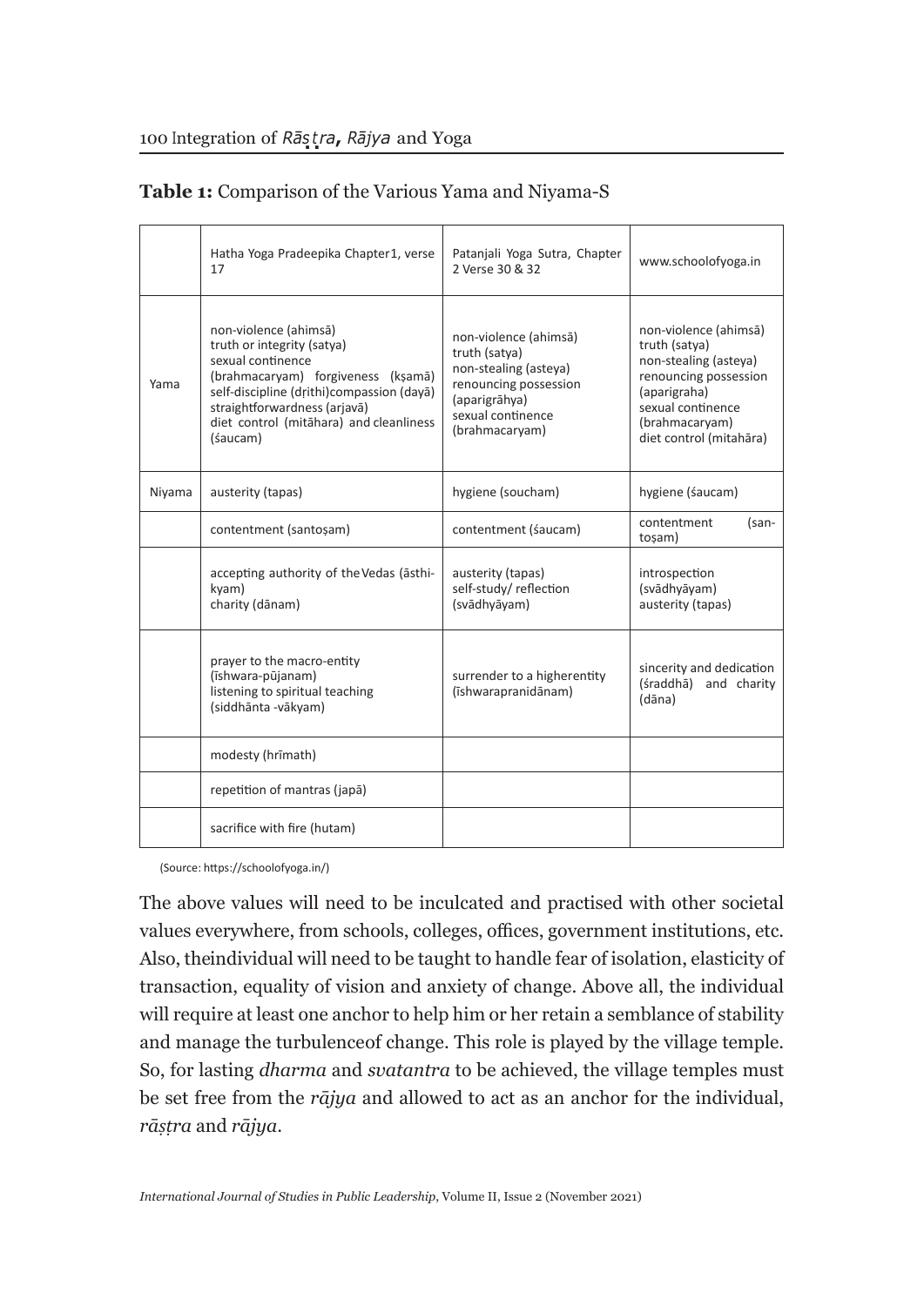**Table 1:** Comparison of the Various Yama and Niyama-S

| | Hatha Yoga Pradeepika Chapter1, verse 17 | Patanjali Yoga Sutra, Chapter 2 Verse 30 & 32 | www.schoolofyoga.in |
|---|---|---|---|
| Yama | non-violence (ahimsā) truth or integrity (satya) sexual continence (brahmacaryam) forgiveness (kṣamā) self-discipline (dṛithi)compassion (dayā) straightforwardness (arjavā) diet control (mitāhara) and cleanliness (śaucam) | non-violence (ahimsā) truth (satya) non-stealing (asteya) renouncing possession (aparigrāhya) sexual continence (brahmacaryam) | non-violence (ahimsā) truth (satya) non-stealing (asteya) renouncing possession (aparigraha) sexual continence (brahmacaryam) diet control (mitahāra) |
| Niyama | austerity (tapas) | hygiene (soucham) | hygiene (śaucam) |
| | contentment (santoṣam) | contentment (śaucam) | contentment (santoṣam) |
| | accepting authority of the Vedas (āsthikyam) charity (dānam) | austerity (tapas) self-study/ reflection (svādhyāyam) | introspection (svādhyāyam) austerity (tapas) |
| | prayer to the macro-entity (īshwara-pūjanam) listening to spiritual teaching (siddhānta -vākyam) | surrender to a higherentity (īshwarapranidānam) | sincerity and dedication (śraddhā) and charity (dāna) |
| | modesty (hrīmath) | | |
| | repetition of mantras (japā) | | |
| | sacrifice with fire (hutam) | | |

(Source: https://schoolofyoga.in/)

The above values will need to be inculcated and practised with other societal values everywhere, from schools, colleges, offices, government institutions, etc. Also, theindividual will need to be taught to handle fear of isolation, elasticity of transaction, equality of vision and anxiety of change. Above all, the individual will require at least one anchor to help him or her retain a semblance of stability and manage the turbulenceof change. This role is played by the village temple. So, for lasting *dharma* and *svatantra* to be achieved, the village temples must be set free from the *rājya* and allowed to act as an anchor for the individual, *rāṣṭra* and *rājya*.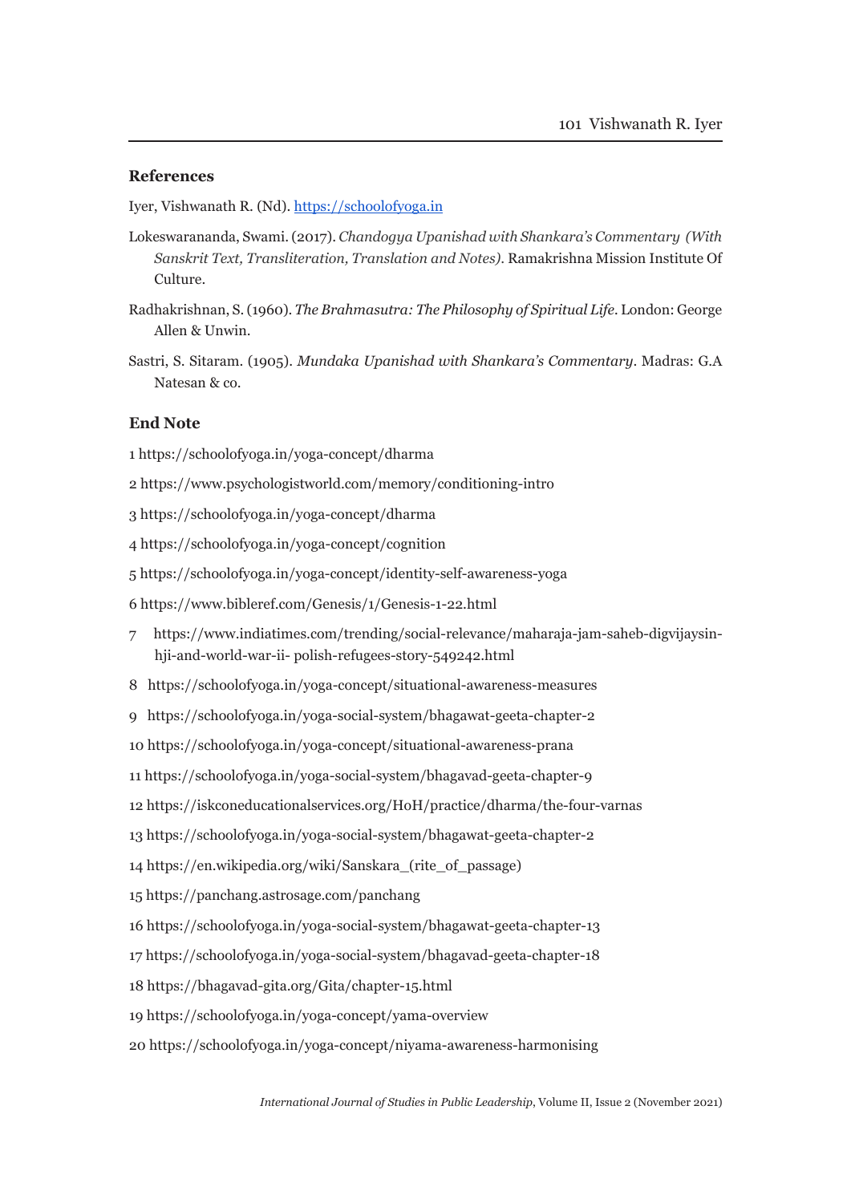## References

Iyer, Vishwanath R. (Nd). https://schoolofyoga.in

Lokeswarananda, Swami. (2017). *Chandogya Upanishad with Shankara's Commentary (With Sanskrit Text, Transliteration, Translation and Notes)*. Ramakrishna Mission Institute Of Culture.

Radhakrishnan, S. (1960). *The Brahmasutra: The Philosophy of Spiritual Life*. London: George Allen & Unwin.

Sastri, S. Sitaram. (1905). *Mundaka Upanishad with Shankara's Commentary*. Madras: G.A Natesan & co.

## End Note

1 https://schoolofyoga.in/yoga-concept/dharma

2 https://www.psychologistworld.com/memory/conditioning-intro

3 https://schoolofyoga.in/yoga-concept/dharma

4 https://schoolofyoga.in/yoga-concept/cognition

5 https://schoolofyoga.in/yoga-concept/identity-self-awareness-yoga

6 https://www.bibleref.com/Genesis/1/Genesis-1-22.html

7 https://www.indiatimes.com/trending/social-relevance/maharaja-jam-saheb-digvijaysinhji-and-world-war-ii- polish-refugees-story-549242.html

8 https://schoolofyoga.in/yoga-concept/situational-awareness-measures

9 https://schoolofyoga.in/yoga-social-system/bhagawat-geeta-chapter-2

10 https://schoolofyoga.in/yoga-concept/situational-awareness-prana

11 https://schoolofyoga.in/yoga-social-system/bhagavad-geeta-chapter-9

12 https://iskconeducationalservices.org/HoH/practice/dharma/the-four-varnas

13 https://schoolofyoga.in/yoga-social-system/bhagawat-geeta-chapter-2

14 https://en.wikipedia.org/wiki/Sanskara_(rite_of_passage)

15 https://panchang.astrosage.com/panchang

16 https://schoolofyoga.in/yoga-social-system/bhagawat-geeta-chapter-13

17 https://schoolofyoga.in/yoga-social-system/bhagavad-geeta-chapter-18

18 https://bhagavad-gita.org/Gita/chapter-15.html

19 https://schoolofyoga.in/yoga-concept/yama-overview

20 https://schoolofyoga.in/yoga-concept/niyama-awareness-harmonising